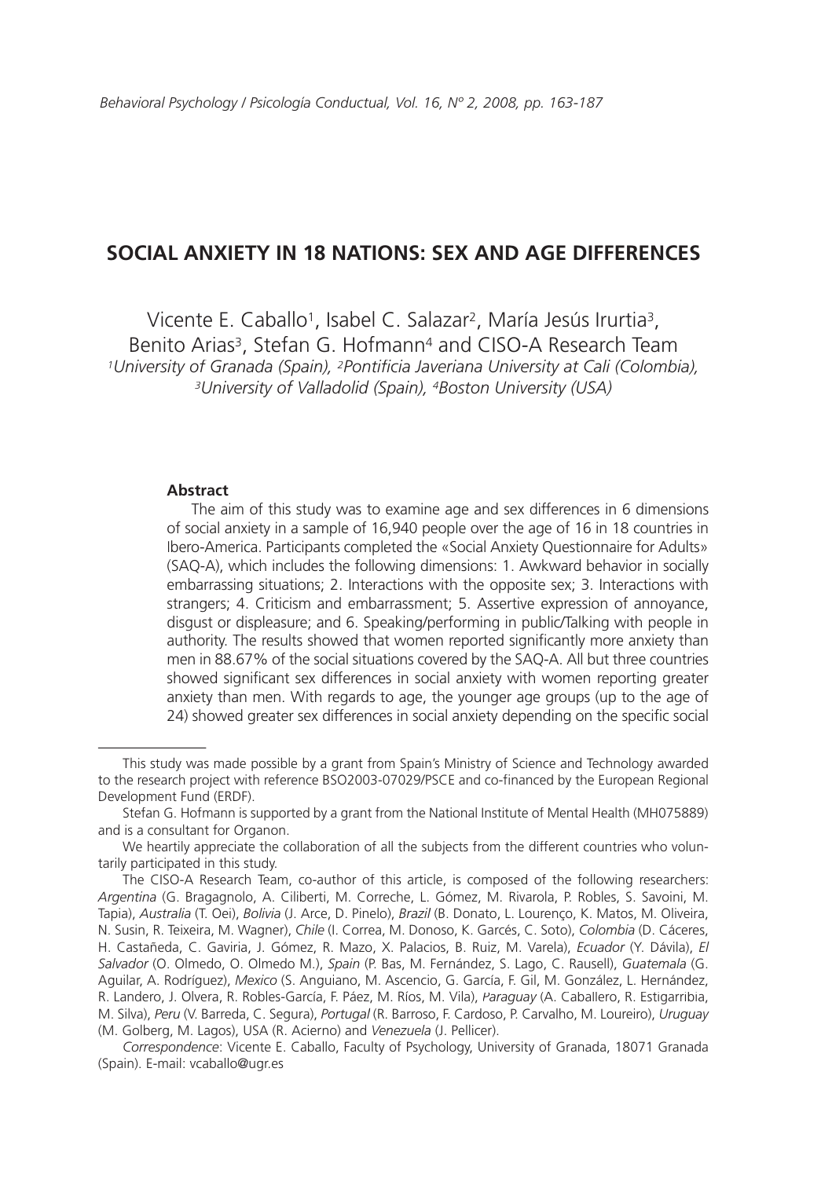# SOCIAL ANXIETY IN 18 NATIONS: SEX AND AGE DIFFERENCES

Vicente E. Caballo[1], Isabel C. Salazar[2], María Jesús Irurtia[3], Benito Arias[3], Stefan G. Hofmann[4] and CISO-A Research Team

*[1]University of Granada (Spain), [2]Pontificia Javeriana University at Cali (Colombia), [3]University of Valladolid (Spain), [4]Boston University (USA)*

### Abstract

The aim of this study was to examine age and sex differences in 6 dimensions of social anxiety in a sample of 16,940 people over the age of 16 in 18 countries in Ibero-America. Participants completed the «Social Anxiety Questionnaire for Adults» (SAQ-A), which includes the following dimensions: 1. Awkward behavior in socially embarrassing situations; 2. Interactions with the opposite sex; 3. Interactions with strangers; 4. Criticism and embarrassment; 5. Assertive expression of annoyance, disgust or displeasure; and 6. Speaking/performing in public/Talking with people in authority. The results showed that women reported significantly more anxiety than men in 88.67% of the social situations covered by the SAQ-A. All but three countries showed significant sex differences in social anxiety with women reporting greater anxiety than men. With regards to age, the younger age groups (up to the age of 24) showed greater sex differences in social anxiety depending on the specific social

---

This study was made possible by a grant from Spain's Ministry of Science and Technology awarded to the research project with reference BSO2003-07029/PSCE and co-financed by the European Regional Development Fund (ERDF).

Stefan G. Hofmann is supported by a grant from the National Institute of Mental Health (MH075889) and is a consultant for Organon.

We heartily appreciate the collaboration of all the subjects from the different countries who voluntarily participated in this study.

The CISO-A Research Team, co-author of this article, is composed of the following researchers: *Argentina* (G. Bragagnolo, A. Ciliberti, M. Correche, L. Gómez, M. Rivarola, P. Robles, S. Savoini, M. Tapia), *Australia* (T. Oei), *Bolivia* (J. Arce, D. Pinelo), *Brazil* (B. Donato, L. Lourenço, K. Matos, M. Oliveira, N. Susin, R. Teixeira, M. Wagner), *Chile* (I. Correa, M. Donoso, K. Garcés, C. Soto), *Colombia* (D. Cáceres, H. Castañeda, C. Gaviria, J. Gómez, R. Mazo, X. Palacios, B. Ruiz, M. Varela), *Ecuador* (Y. Dávila), *El Salvador* (O. Olmedo, O. Olmedo M.), *Spain* (P. Bas, M. Fernández, S. Lago, C. Rausell), *Guatemala* (G. Aguilar, A. Rodríguez), *Mexico* (S. Anguiano, M. Ascencio, G. García, F. Gil, M. González, L. Hernández, R. Landero, J. Olvera, R. Robles-García, F. Páez, M. Ríos, M. Vila), *Paraguay* (A. Caballero, R. Estigarribia, M. Silva), *Peru* (V. Barreda, C. Segura), *Portugal* (R. Barroso, F. Cardoso, P. Carvalho, M. Loureiro), *Uruguay* (M. Golberg, M. Lagos), USA (R. Acierno) and *Venezuela* (J. Pellicer).

*Correspondence*: Vicente E. Caballo, Faculty of Psychology, University of Granada, 18071 Granada (Spain). E-mail: vcaballo@ugr.es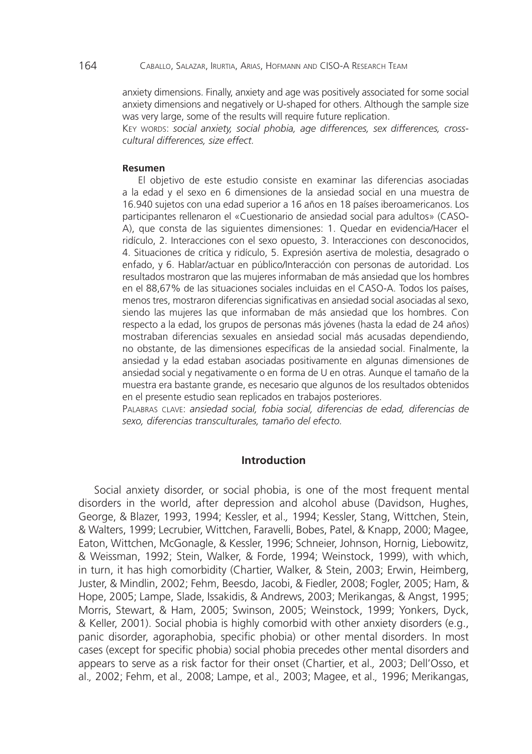anxiety dimensions. Finally, anxiety and age was positively associated for some social anxiety dimensions and negatively or U-shaped for others. Although the sample size was very large, some of the results will require future replication.

Key words: *social anxiety, social phobia, age differences, sex differences, cross-cultural differences, size effect.*

#### Resumen

El objetivo de este estudio consiste en examinar las diferencias asociadas a la edad y el sexo en 6 dimensiones de la ansiedad social en una muestra de 16.940 sujetos con una edad superior a 16 años en 18 países iberoamericanos. Los participantes rellenaron el «Cuestionario de ansiedad social para adultos» (CASO-A), que consta de las siguientes dimensiones: 1. Quedar en evidencia/Hacer el ridículo, 2. Interacciones con el sexo opuesto, 3. Interacciones con desconocidos, 4. Situaciones de crítica y ridículo, 5. Expresión asertiva de molestia, desagrado o enfado, y 6. Hablar/actuar en público/Interacción con personas de autoridad. Los resultados mostraron que las mujeres informaban de más ansiedad que los hombres en el 88,67% de las situaciones sociales incluidas en el CASO-A. Todos los países, menos tres, mostraron diferencias significativas en ansiedad social asociadas al sexo, siendo las mujeres las que informaban de más ansiedad que los hombres. Con respecto a la edad, los grupos de personas más jóvenes (hasta la edad de 24 años) mostraban diferencias sexuales en ansiedad social más acusadas dependiendo, no obstante, de las dimensiones específicas de la ansiedad social. Finalmente, la ansiedad y la edad estaban asociadas positivamente en algunas dimensiones de ansiedad social y negativamente o en forma de U en otras. Aunque el tamaño de la muestra era bastante grande, es necesario que algunos de los resultados obtenidos en el presente estudio sean replicados en trabajos posteriores.

Palabras clave: *ansiedad social, fobia social, diferencias de edad, diferencias de sexo, diferencias transculturales, tamaño del efecto.*

## Introduction

Social anxiety disorder, or social phobia, is one of the most frequent mental disorders in the world, after depression and alcohol abuse (Davidson, Hughes, George, & Blazer, 1993, 1994; Kessler, et al*.,* 1994; Kessler, Stang, Wittchen, Stein, & Walters, 1999; Lecrubier, Wittchen, Faravelli, Bobes, Patel, & Knapp, 2000; Magee, Eaton, Wittchen, McGonagle, & Kessler, 1996; Schneier, Johnson, Hornig, Liebowitz, & Weissman, 1992; Stein, Walker, & Forde, 1994; Weinstock, 1999), with which, in turn, it has high comorbidity (Chartier, Walker, & Stein, 2003; Erwin, Heimberg, Juster, & Mindlin, 2002; Fehm, Beesdo, Jacobi, & Fiedler, 2008; Fogler, 2005; Ham, & Hope, 2005; Lampe, Slade, Issakidis, & Andrews, 2003; Merikangas, & Angst, 1995; Morris, Stewart, & Ham, 2005; Swinson, 2005; Weinstock, 1999; Yonkers, Dyck, & Keller, 2001). Social phobia is highly comorbid with other anxiety disorders (e.g., panic disorder, agoraphobia, specific phobia) or other mental disorders. In most cases (except for specific phobia) social phobia precedes other mental disorders and appears to serve as a risk factor for their onset (Chartier, et al*.,* 2003; Dell'Osso, et al*.,* 2002; Fehm, et al*.,* 2008; Lampe, et al*.,* 2003; Magee, et al*.,* 1996; Merikangas,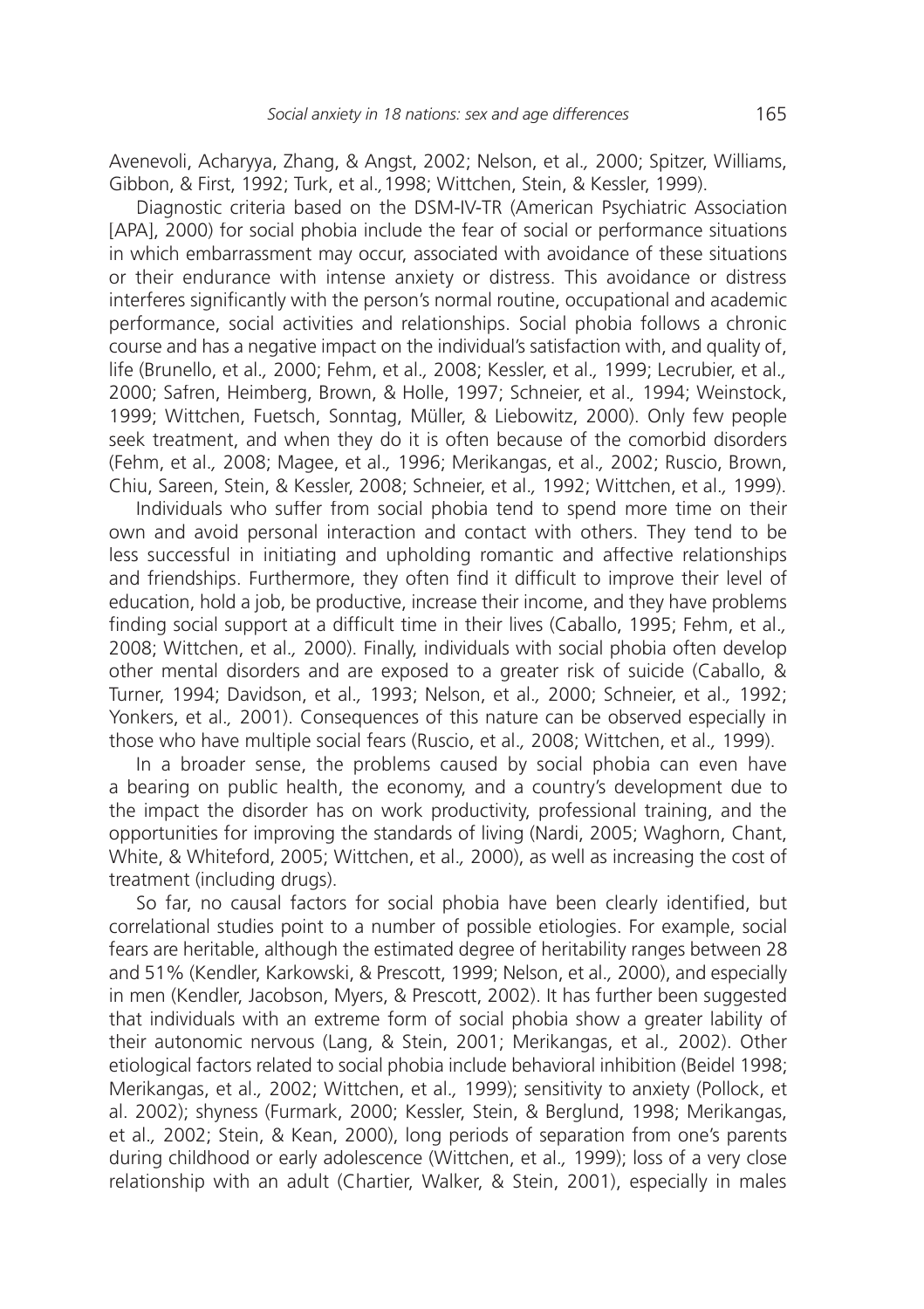Avenevoli, Acharyya, Zhang, & Angst, 2002; Nelson, et al., 2000; Spitzer, Williams, Gibbon, & First, 1992; Turk, et al.,1998; Wittchen, Stein, & Kessler, 1999).

Diagnostic criteria based on the DSM-IV-TR (American Psychiatric Association [APA], 2000) for social phobia include the fear of social or performance situations in which embarrassment may occur, associated with avoidance of these situations or their endurance with intense anxiety or distress. This avoidance or distress interferes significantly with the person's normal routine, occupational and academic performance, social activities and relationships. Social phobia follows a chronic course and has a negative impact on the individual's satisfaction with, and quality of, life (Brunello, et al., 2000; Fehm, et al., 2008; Kessler, et al., 1999; Lecrubier, et al., 2000; Safren, Heimberg, Brown, & Holle, 1997; Schneier, et al., 1994; Weinstock, 1999; Wittchen, Fuetsch, Sonntag, Müller, & Liebowitz, 2000). Only few people seek treatment, and when they do it is often because of the comorbid disorders (Fehm, et al., 2008; Magee, et al., 1996; Merikangas, et al., 2002; Ruscio, Brown, Chiu, Sareen, Stein, & Kessler, 2008; Schneier, et al., 1992; Wittchen, et al., 1999).

Individuals who suffer from social phobia tend to spend more time on their own and avoid personal interaction and contact with others. They tend to be less successful in initiating and upholding romantic and affective relationships and friendships. Furthermore, they often find it difficult to improve their level of education, hold a job, be productive, increase their income, and they have problems finding social support at a difficult time in their lives (Caballo, 1995; Fehm, et al., 2008; Wittchen, et al., 2000). Finally, individuals with social phobia often develop other mental disorders and are exposed to a greater risk of suicide (Caballo, & Turner, 1994; Davidson, et al., 1993; Nelson, et al., 2000; Schneier, et al., 1992; Yonkers, et al., 2001). Consequences of this nature can be observed especially in those who have multiple social fears (Ruscio, et al., 2008; Wittchen, et al., 1999).

In a broader sense, the problems caused by social phobia can even have a bearing on public health, the economy, and a country's development due to the impact the disorder has on work productivity, professional training, and the opportunities for improving the standards of living (Nardi, 2005; Waghorn, Chant, White, & Whiteford, 2005; Wittchen, et al., 2000), as well as increasing the cost of treatment (including drugs).

So far, no causal factors for social phobia have been clearly identified, but correlational studies point to a number of possible etiologies. For example, social fears are heritable, although the estimated degree of heritability ranges between 28 and 51% (Kendler, Karkowski, & Prescott, 1999; Nelson, et al., 2000), and especially in men (Kendler, Jacobson, Myers, & Prescott, 2002). It has further been suggested that individuals with an extreme form of social phobia show a greater lability of their autonomic nervous (Lang, & Stein, 2001; Merikangas, et al., 2002). Other etiological factors related to social phobia include behavioral inhibition (Beidel 1998; Merikangas, et al., 2002; Wittchen, et al., 1999); sensitivity to anxiety (Pollock, et al. 2002); shyness (Furmark, 2000; Kessler, Stein, & Berglund, 1998; Merikangas, et al., 2002; Stein, & Kean, 2000), long periods of separation from one's parents during childhood or early adolescence (Wittchen, et al., 1999); loss of a very close relationship with an adult (Chartier, Walker, & Stein, 2001), especially in males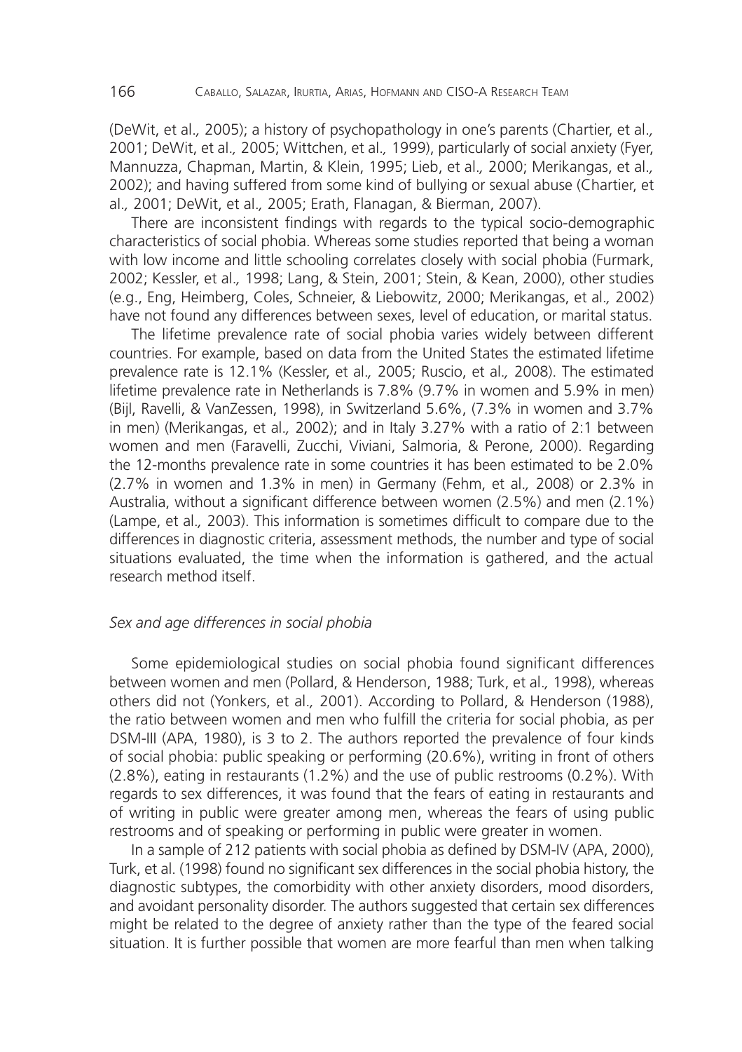(DeWit, et al., 2005); a history of psychopathology in one's parents (Chartier, et al., 2001; DeWit, et al., 2005; Wittchen, et al., 1999), particularly of social anxiety (Fyer, Mannuzza, Chapman, Martin, & Klein, 1995; Lieb, et al., 2000; Merikangas, et al., 2002); and having suffered from some kind of bullying or sexual abuse (Chartier, et al., 2001; DeWit, et al., 2005; Erath, Flanagan, & Bierman, 2007).

There are inconsistent findings with regards to the typical socio-demographic characteristics of social phobia. Whereas some studies reported that being a woman with low income and little schooling correlates closely with social phobia (Furmark, 2002; Kessler, et al., 1998; Lang, & Stein, 2001; Stein, & Kean, 2000), other studies (e.g., Eng, Heimberg, Coles, Schneier, & Liebowitz, 2000; Merikangas, et al., 2002) have not found any differences between sexes, level of education, or marital status.

The lifetime prevalence rate of social phobia varies widely between different countries. For example, based on data from the United States the estimated lifetime prevalence rate is 12.1% (Kessler, et al., 2005; Ruscio, et al., 2008). The estimated lifetime prevalence rate in Netherlands is 7.8% (9.7% in women and 5.9% in men) (Bijl, Ravelli, & VanZessen, 1998), in Switzerland 5.6%, (7.3% in women and 3.7% in men) (Merikangas, et al., 2002); and in Italy 3.27% with a ratio of 2:1 between women and men (Faravelli, Zucchi, Viviani, Salmoria, & Perone, 2000). Regarding the 12-months prevalence rate in some countries it has been estimated to be 2.0% (2.7% in women and 1.3% in men) in Germany (Fehm, et al., 2008) or 2.3% in Australia, without a significant difference between women (2.5%) and men (2.1%) (Lampe, et al., 2003). This information is sometimes difficult to compare due to the differences in diagnostic criteria, assessment methods, the number and type of social situations evaluated, the time when the information is gathered, and the actual research method itself.

### *Sex and age differences in social phobia*

Some epidemiological studies on social phobia found significant differences between women and men (Pollard, & Henderson, 1988; Turk, et al., 1998), whereas others did not (Yonkers, et al., 2001). According to Pollard, & Henderson (1988), the ratio between women and men who fulfill the criteria for social phobia, as per DSM-III (APA, 1980), is 3 to 2. The authors reported the prevalence of four kinds of social phobia: public speaking or performing (20.6%), writing in front of others (2.8%), eating in restaurants (1.2%) and the use of public restrooms (0.2%). With regards to sex differences, it was found that the fears of eating in restaurants and of writing in public were greater among men, whereas the fears of using public restrooms and of speaking or performing in public were greater in women.

In a sample of 212 patients with social phobia as defined by DSM-IV (APA, 2000), Turk, et al. (1998) found no significant sex differences in the social phobia history, the diagnostic subtypes, the comorbidity with other anxiety disorders, mood disorders, and avoidant personality disorder. The authors suggested that certain sex differences might be related to the degree of anxiety rather than the type of the feared social situation. It is further possible that women are more fearful than men when talking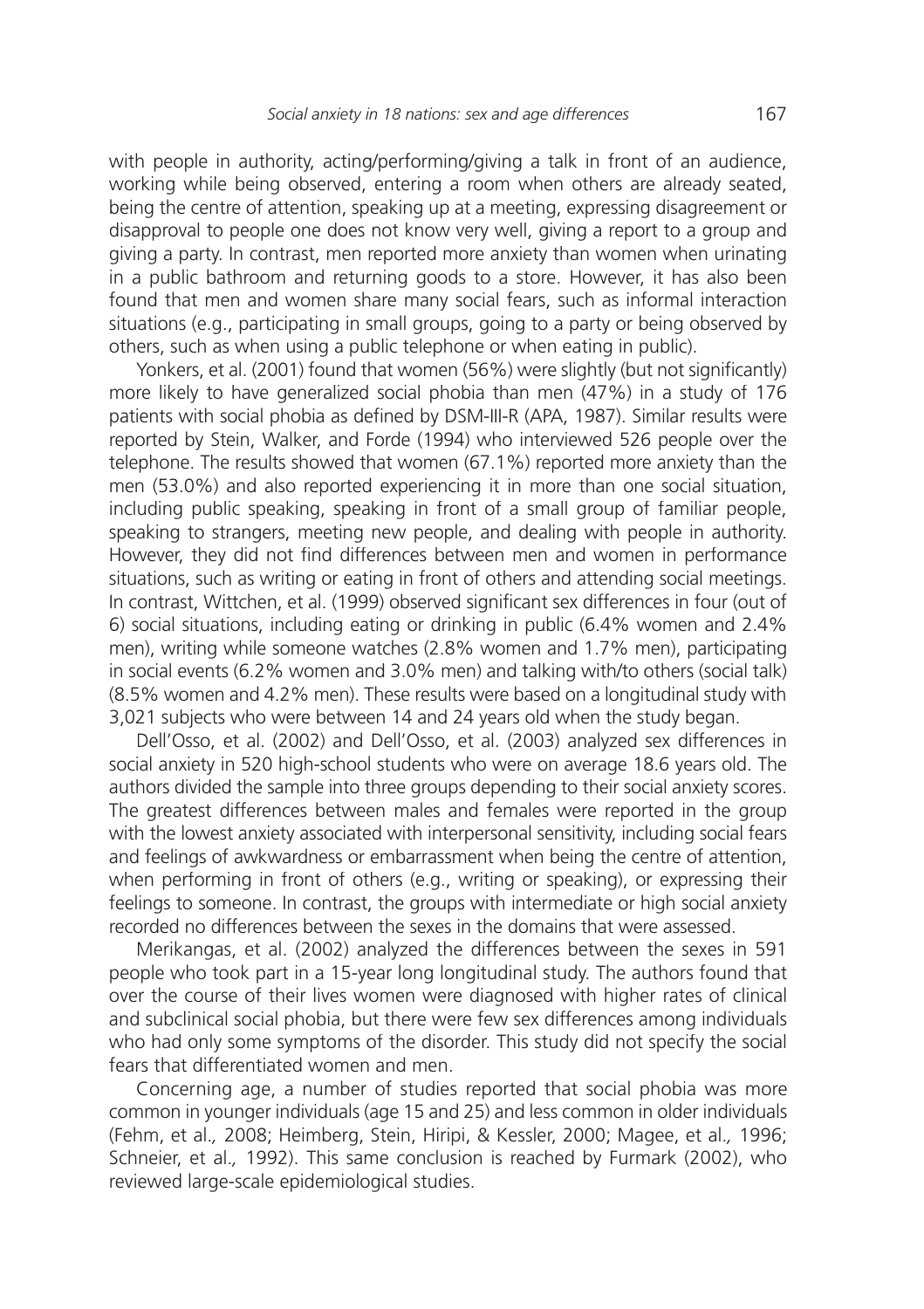with people in authority, acting/performing/giving a talk in front of an audience, working while being observed, entering a room when others are already seated, being the centre of attention, speaking up at a meeting, expressing disagreement or disapproval to people one does not know very well, giving a report to a group and giving a party. In contrast, men reported more anxiety than women when urinating in a public bathroom and returning goods to a store. However, it has also been found that men and women share many social fears, such as informal interaction situations (e.g., participating in small groups, going to a party or being observed by others, such as when using a public telephone or when eating in public).

Yonkers, et al. (2001) found that women (56%) were slightly (but not significantly) more likely to have generalized social phobia than men (47%) in a study of 176 patients with social phobia as defined by DSM-III-R (APA, 1987). Similar results were reported by Stein, Walker, and Forde (1994) who interviewed 526 people over the telephone. The results showed that women (67.1%) reported more anxiety than the men (53.0%) and also reported experiencing it in more than one social situation, including public speaking, speaking in front of a small group of familiar people, speaking to strangers, meeting new people, and dealing with people in authority. However, they did not find differences between men and women in performance situations, such as writing or eating in front of others and attending social meetings. In contrast, Wittchen, et al. (1999) observed significant sex differences in four (out of 6) social situations, including eating or drinking in public (6.4% women and 2.4% men), writing while someone watches (2.8% women and 1.7% men), participating in social events (6.2% women and 3.0% men) and talking with/to others (social talk) (8.5% women and 4.2% men). These results were based on a longitudinal study with 3,021 subjects who were between 14 and 24 years old when the study began.

Dell'Osso, et al. (2002) and Dell'Osso, et al. (2003) analyzed sex differences in social anxiety in 520 high-school students who were on average 18.6 years old. The authors divided the sample into three groups depending to their social anxiety scores. The greatest differences between males and females were reported in the group with the lowest anxiety associated with interpersonal sensitivity, including social fears and feelings of awkwardness or embarrassment when being the centre of attention, when performing in front of others (e.g., writing or speaking), or expressing their feelings to someone. In contrast, the groups with intermediate or high social anxiety recorded no differences between the sexes in the domains that were assessed.

Merikangas, et al. (2002) analyzed the differences between the sexes in 591 people who took part in a 15-year long longitudinal study. The authors found that over the course of their lives women were diagnosed with higher rates of clinical and subclinical social phobia, but there were few sex differences among individuals who had only some symptoms of the disorder. This study did not specify the social fears that differentiated women and men.

Concerning age, a number of studies reported that social phobia was more common in younger individuals (age 15 and 25) and less common in older individuals (Fehm, et al*.,* 2008; Heimberg, Stein, Hiripi, & Kessler, 2000; Magee, et al*.,* 1996; Schneier, et al*.,* 1992). This same conclusion is reached by Furmark (2002), who reviewed large-scale epidemiological studies.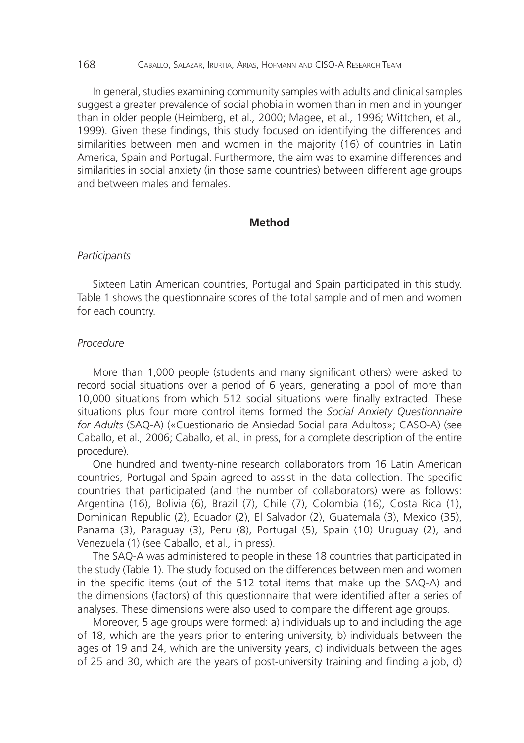In general, studies examining community samples with adults and clinical samples suggest a greater prevalence of social phobia in women than in men and in younger than in older people (Heimberg, et al*.,* 2000; Magee, et al*.,* 1996; Wittchen, et al*.,* 1999). Given these findings, this study focused on identifying the differences and similarities between men and women in the majority (16) of countries in Latin America, Spain and Portugal. Furthermore, the aim was to examine differences and similarities in social anxiety (in those same countries) between different age groups and between males and females.

## Method

### *Participants*

Sixteen Latin American countries, Portugal and Spain participated in this study. Table 1 shows the questionnaire scores of the total sample and of men and women for each country.

### *Procedure*

More than 1,000 people (students and many significant others) were asked to record social situations over a period of 6 years, generating a pool of more than 10,000 situations from which 512 social situations were finally extracted. These situations plus four more control items formed the *Social Anxiety Questionnaire for Adults* (SAQ-A) («Cuestionario de Ansiedad Social para Adultos»; CASO-A) (see Caballo, et al*.,* 2006; Caballo, et al*.,* in press, for a complete description of the entire procedure).

One hundred and twenty-nine research collaborators from 16 Latin American countries, Portugal and Spain agreed to assist in the data collection. The specific countries that participated (and the number of collaborators) were as follows: Argentina (16), Bolivia (6), Brazil (7), Chile (7), Colombia (16), Costa Rica (1), Dominican Republic (2), Ecuador (2), El Salvador (2), Guatemala (3), Mexico (35), Panama (3), Paraguay (3), Peru (8), Portugal (5), Spain (10) Uruguay (2), and Venezuela (1) (see Caballo, et al*.,* in press).

The SAQ-A was administered to people in these 18 countries that participated in the study (Table 1). The study focused on the differences between men and women in the specific items (out of the 512 total items that make up the SAQ-A) and the dimensions (factors) of this questionnaire that were identified after a series of analyses. These dimensions were also used to compare the different age groups.

Moreover, 5 age groups were formed: a) individuals up to and including the age of 18, which are the years prior to entering university, b) individuals between the ages of 19 and 24, which are the university years, c) individuals between the ages of 25 and 30, which are the years of post-university training and finding a job, d)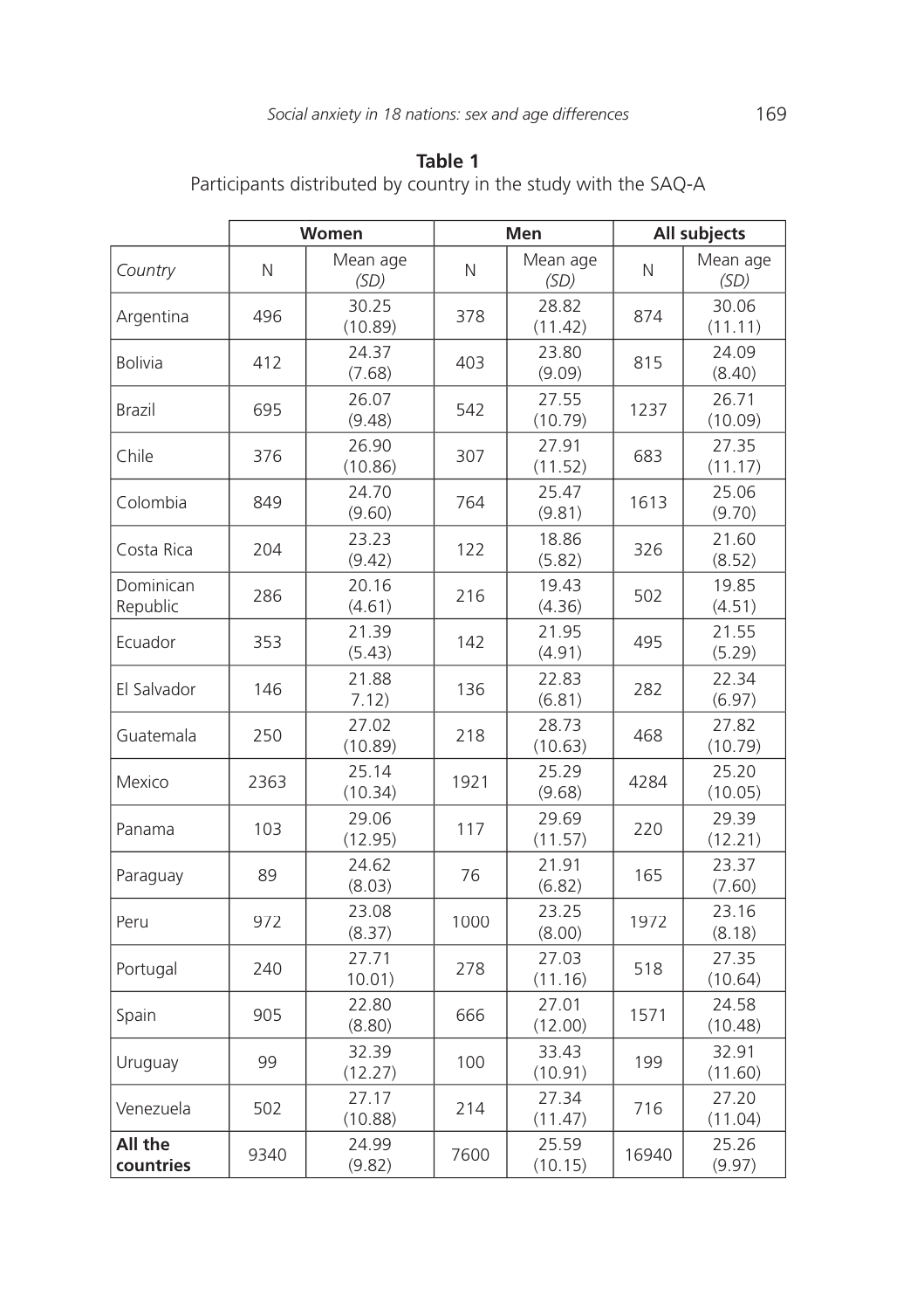**Table 1**
Participants distributed by country in the study with the SAQ-A

| | Women | | Men | | All subjects | |
|---|---|---|---|---|---|---|
| *Country* | N | Mean age *(SD)* | N | Mean age *(SD)* | N | Mean age *(SD)* |
| Argentina | 496 | 30.25 (10.89) | 378 | 28.82 (11.42) | 874 | 30.06 (11.11) |
| Bolivia | 412 | 24.37 (7.68) | 403 | 23.80 (9.09) | 815 | 24.09 (8.40) |
| Brazil | 695 | 26.07 (9.48) | 542 | 27.55 (10.79) | 1237 | 26.71 (10.09) |
| Chile | 376 | 26.90 (10.86) | 307 | 27.91 (11.52) | 683 | 27.35 (11.17) |
| Colombia | 849 | 24.70 (9.60) | 764 | 25.47 (9.81) | 1613 | 25.06 (9.70) |
| Costa Rica | 204 | 23.23 (9.42) | 122 | 18.86 (5.82) | 326 | 21.60 (8.52) |
| Dominican Republic | 286 | 20.16 (4.61) | 216 | 19.43 (4.36) | 502 | 19.85 (4.51) |
| Ecuador | 353 | 21.39 (5.43) | 142 | 21.95 (4.91) | 495 | 21.55 (5.29) |
| El Salvador | 146 | 21.88 7.12) | 136 | 22.83 (6.81) | 282 | 22.34 (6.97) |
| Guatemala | 250 | 27.02 (10.89) | 218 | 28.73 (10.63) | 468 | 27.82 (10.79) |
| Mexico | 2363 | 25.14 (10.34) | 1921 | 25.29 (9.68) | 4284 | 25.20 (10.05) |
| Panama | 103 | 29.06 (12.95) | 117 | 29.69 (11.57) | 220 | 29.39 (12.21) |
| Paraguay | 89 | 24.62 (8.03) | 76 | 21.91 (6.82) | 165 | 23.37 (7.60) |
| Peru | 972 | 23.08 (8.37) | 1000 | 23.25 (8.00) | 1972 | 23.16 (8.18) |
| Portugal | 240 | 27.71 10.01) | 278 | 27.03 (11.16) | 518 | 27.35 (10.64) |
| Spain | 905 | 22.80 (8.80) | 666 | 27.01 (12.00) | 1571 | 24.58 (10.48) |
| Uruguay | 99 | 32.39 (12.27) | 100 | 33.43 (10.91) | 199 | 32.91 (11.60) |
| Venezuela | 502 | 27.17 (10.88) | 214 | 27.34 (11.47) | 716 | 27.20 (11.04) |
| **All the countries** | 9340 | 24.99 (9.82) | 7600 | 25.59 (10.15) | 16940 | 25.26 (9.97) |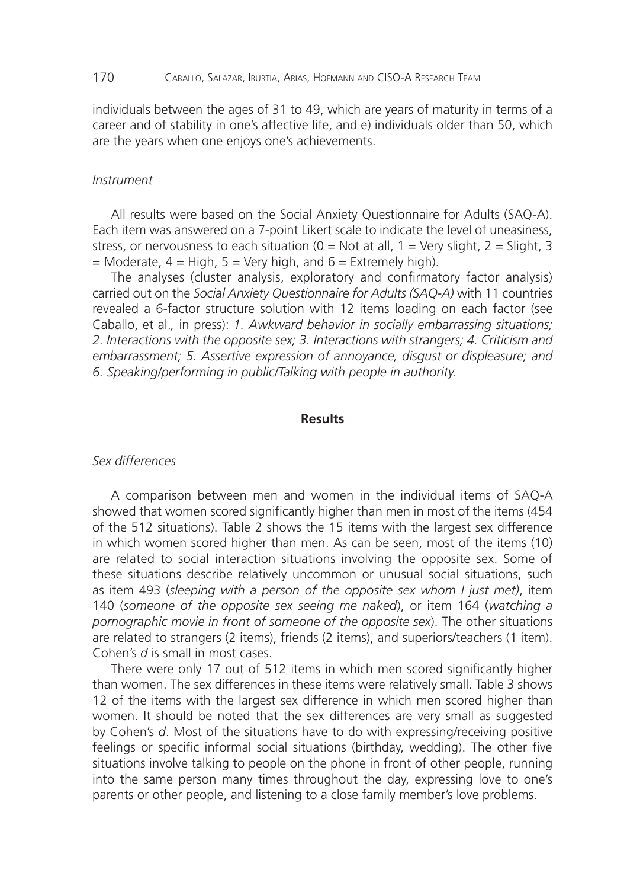individuals between the ages of 31 to 49, which are years of maturity in terms of a career and of stability in one's affective life, and e) individuals older than 50, which are the years when one enjoys one's achievements.

*Instrument*

All results were based on the Social Anxiety Questionnaire for Adults (SAQ-A). Each item was answered on a 7-point Likert scale to indicate the level of uneasiness, stress, or nervousness to each situation (0 = Not at all, 1 = Very slight, 2 = Slight, 3 = Moderate, 4 = High, 5 = Very high, and 6 = Extremely high).

The analyses (cluster analysis, exploratory and confirmatory factor analysis) carried out on the *Social Anxiety Questionnaire for Adults (SAQ-A)* with 11 countries revealed a 6-factor structure solution with 12 items loading on each factor (see Caballo, et al., in press): *1. Awkward behavior in socially embarrassing situations; 2. Interactions with the opposite sex; 3. Interactions with strangers; 4. Criticism and embarrassment; 5. Assertive expression of annoyance, disgust or displeasure; and 6. Speaking/performing in public/Talking with people in authority.*

## Results

*Sex differences*

A comparison between men and women in the individual items of SAQ-A showed that women scored significantly higher than men in most of the items (454 of the 512 situations). Table 2 shows the 15 items with the largest sex difference in which women scored higher than men. As can be seen, most of the items (10) are related to social interaction situations involving the opposite sex. Some of these situations describe relatively uncommon or unusual social situations, such as item 493 (*sleeping with a person of the opposite sex whom I just met)*, item 140 (*someone of the opposite sex seeing me naked*), or item 164 (*watching a pornographic movie in front of someone of the opposite sex*). The other situations are related to strangers (2 items), friends (2 items), and superiors/teachers (1 item). Cohen's *d* is small in most cases.

There were only 17 out of 512 items in which men scored significantly higher than women. The sex differences in these items were relatively small. Table 3 shows 12 of the items with the largest sex difference in which men scored higher than women. It should be noted that the sex differences are very small as suggested by Cohen's *d*. Most of the situations have to do with expressing/receiving positive feelings or specific informal social situations (birthday, wedding). The other five situations involve talking to people on the phone in front of other people, running into the same person many times throughout the day, expressing love to one's parents or other people, and listening to a close family member's love problems.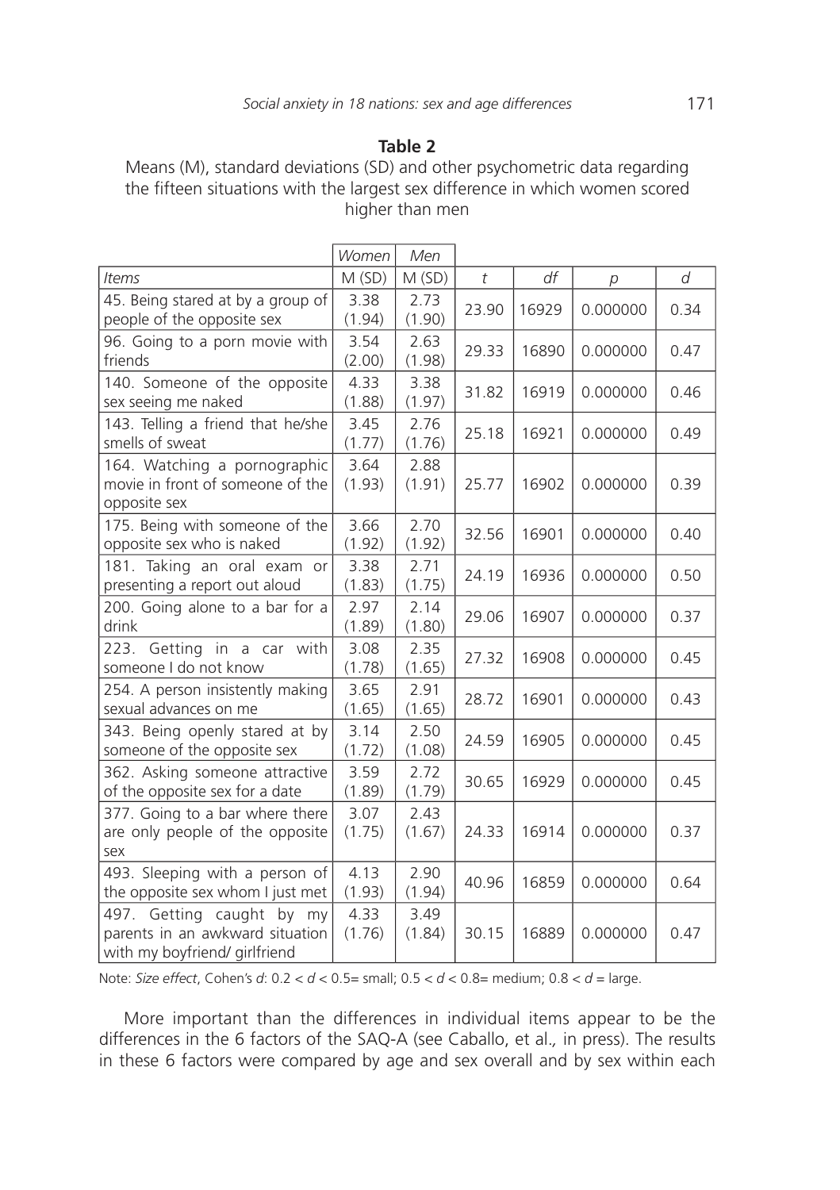**Table 2**

Means (M), standard deviations (SD) and other psychometric data regarding the fifteen situations with the largest sex difference in which women scored higher than men

| | *Women* | *Men* | | | | |
|---|---|---|---|---|---|---|
| *Items* | M (SD) | M (SD) | *t* | *df* | *p* | *d* |
| 45. Being stared at by a group of people of the opposite sex | 3.38 (1.94) | 2.73 (1.90) | 23.90 | 16929 | 0.000000 | 0.34 |
| 96. Going to a porn movie with friends | 3.54 (2.00) | 2.63 (1.98) | 29.33 | 16890 | 0.000000 | 0.47 |
| 140. Someone of the opposite sex seeing me naked | 4.33 (1.88) | 3.38 (1.97) | 31.82 | 16919 | 0.000000 | 0.46 |
| 143. Telling a friend that he/she smells of sweat | 3.45 (1.77) | 2.76 (1.76) | 25.18 | 16921 | 0.000000 | 0.49 |
| 164. Watching a pornographic movie in front of someone of the opposite sex | 3.64 (1.93) | 2.88 (1.91) | 25.77 | 16902 | 0.000000 | 0.39 |
| 175. Being with someone of the opposite sex who is naked | 3.66 (1.92) | 2.70 (1.92) | 32.56 | 16901 | 0.000000 | 0.40 |
| 181. Taking an oral exam or presenting a report out aloud | 3.38 (1.83) | 2.71 (1.75) | 24.19 | 16936 | 0.000000 | 0.50 |
| 200. Going alone to a bar for a drink | 2.97 (1.89) | 2.14 (1.80) | 29.06 | 16907 | 0.000000 | 0.37 |
| 223. Getting in a car with someone I do not know | 3.08 (1.78) | 2.35 (1.65) | 27.32 | 16908 | 0.000000 | 0.45 |
| 254. A person insistently making sexual advances on me | 3.65 (1.65) | 2.91 (1.65) | 28.72 | 16901 | 0.000000 | 0.43 |
| 343. Being openly stared at by someone of the opposite sex | 3.14 (1.72) | 2.50 (1.08) | 24.59 | 16905 | 0.000000 | 0.45 |
| 362. Asking someone attractive of the opposite sex for a date | 3.59 (1.89) | 2.72 (1.79) | 30.65 | 16929 | 0.000000 | 0.45 |
| 377. Going to a bar where there are only people of the opposite sex | 3.07 (1.75) | 2.43 (1.67) | 24.33 | 16914 | 0.000000 | 0.37 |
| 493. Sleeping with a person of the opposite sex whom I just met | 4.13 (1.93) | 2.90 (1.94) | 40.96 | 16859 | 0.000000 | 0.64 |
| 497. Getting caught by my parents in an awkward situation with my boyfriend/ girlfriend | 4.33 (1.76) | 3.49 (1.84) | 30.15 | 16889 | 0.000000 | 0.47 |

Note: *Size effect*, Cohen's *d*: $0.2 < d < 0.5$= small; $0.5 < d < 0.8$= medium; $0.8 < d$ = large.

More important than the differences in individual items appear to be the differences in the 6 factors of the SAQ-A (see Caballo, et al., in press). The results in these 6 factors were compared by age and sex overall and by sex within each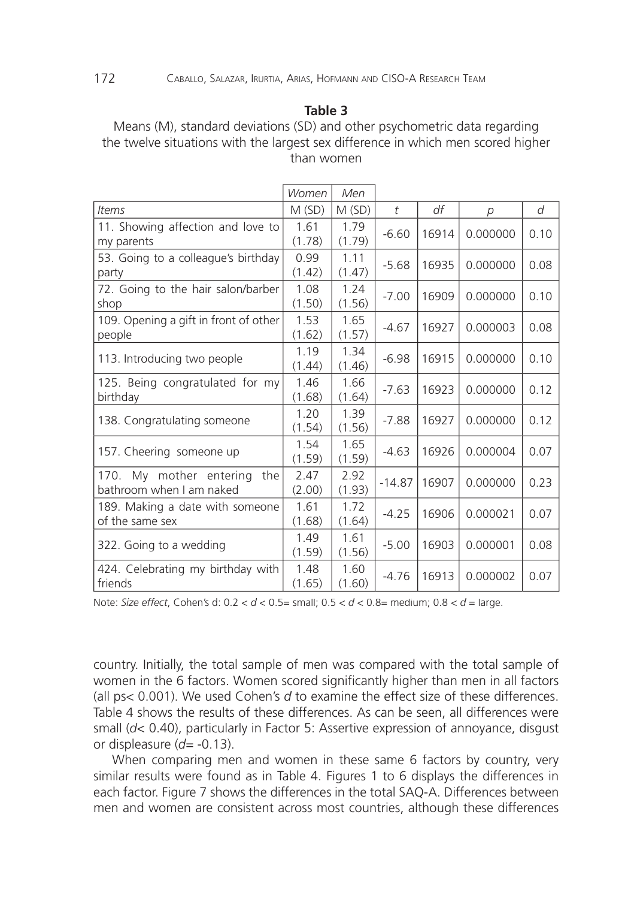**Table 3**

Means (M), standard deviations (SD) and other psychometric data regarding the twelve situations with the largest sex difference in which men scored higher than women

| | Women | Men | | | | |
|---|---|---|---|---|---|---|
| *Items* | M (SD) | M (SD) | *t* | *df* | *p* | *d* |
| 11. Showing affection and love to my parents | 1.61 (1.78) | 1.79 (1.79) | -6.60 | 16914 | 0.000000 | 0.10 |
| 53. Going to a colleague's birthday party | 0.99 (1.42) | 1.11 (1.47) | -5.68 | 16935 | 0.000000 | 0.08 |
| 72. Going to the hair salon/barber shop | 1.08 (1.50) | 1.24 (1.56) | -7.00 | 16909 | 0.000000 | 0.10 |
| 109. Opening a gift in front of other people | 1.53 (1.62) | 1.65 (1.57) | -4.67 | 16927 | 0.000003 | 0.08 |
| 113. Introducing two people | 1.19 (1.44) | 1.34 (1.46) | -6.98 | 16915 | 0.000000 | 0.10 |
| 125. Being congratulated for my birthday | 1.46 (1.68) | 1.66 (1.64) | -7.63 | 16923 | 0.000000 | 0.12 |
| 138. Congratulating someone | 1.20 (1.54) | 1.39 (1.56) | -7.88 | 16927 | 0.000000 | 0.12 |
| 157. Cheering someone up | 1.54 (1.59) | 1.65 (1.59) | -4.63 | 16926 | 0.000004 | 0.07 |
| 170. My mother entering the bathroom when I am naked | 2.47 (2.00) | 2.92 (1.93) | -14.87 | 16907 | 0.000000 | 0.23 |
| 189. Making a date with someone of the same sex | 1.61 (1.68) | 1.72 (1.64) | -4.25 | 16906 | 0.000021 | 0.07 |
| 322. Going to a wedding | 1.49 (1.59) | 1.61 (1.56) | -5.00 | 16903 | 0.000001 | 0.08 |
| 424. Celebrating my birthday with friends | 1.48 (1.65) | 1.60 (1.60) | -4.76 | 16913 | 0.000002 | 0.07 |

Note: *Size effect*, Cohen's d: $0.2 < d < 0.5$= small; $0.5 < d < 0.8$= medium; $0.8 < d$ = large.

country. Initially, the total sample of men was compared with the total sample of women in the 6 factors. Women scored significantly higher than men in all factors (all ps< 0.001). We used Cohen's *d* to examine the effect size of these differences. Table 4 shows the results of these differences. As can be seen, all differences were small ($d$< 0.40), particularly in Factor 5: Assertive expression of annoyance, disgust or displeasure ($d$= -0.13).

When comparing men and women in these same 6 factors by country, very similar results were found as in Table 4. Figures 1 to 6 displays the differences in each factor. Figure 7 shows the differences in the total SAQ-A. Differences between men and women are consistent across most countries, although these differences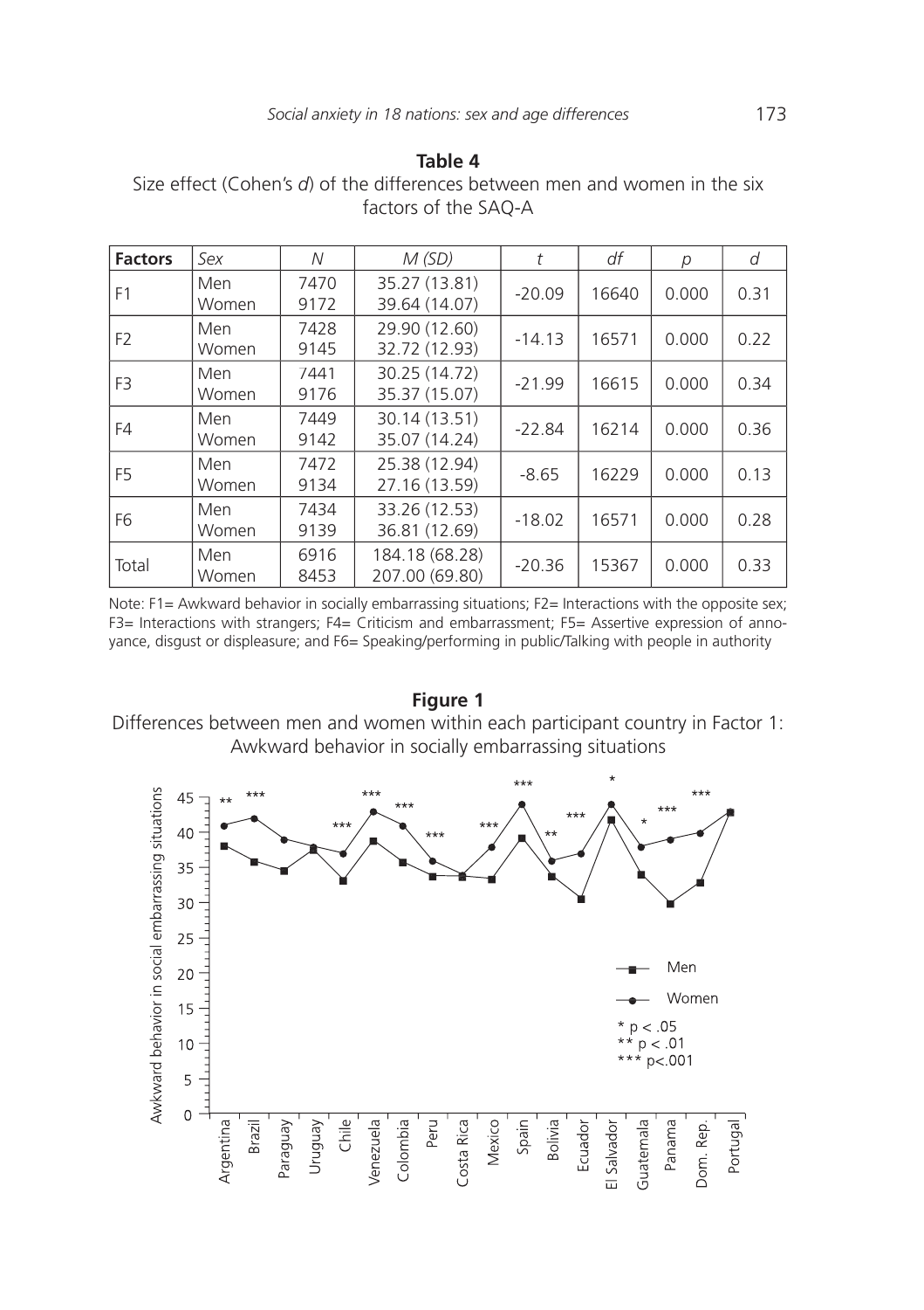**Table 4**

Size effect (Cohen's *d*) of the differences between men and women in the six factors of the SAQ-A

| **Factors** | *Sex* | *N* | *M (SD)* | *t* | *df* | *p* | *d* |
|---|---|---|---|---|---|---|---|
| F1 | Men<br>Women | 7470<br>9172 | 35.27 (13.81)<br>39.64 (14.07) | -20.09 | 16640 | 0.000 | 0.31 |
| F2 | Men<br>Women | 7428<br>9145 | 29.90 (12.60)<br>32.72 (12.93) | -14.13 | 16571 | 0.000 | 0.22 |
| F3 | Men<br>Women | 7441<br>9176 | 30.25 (14.72)<br>35.37 (15.07) | -21.99 | 16615 | 0.000 | 0.34 |
| F4 | Men<br>Women | 7449<br>9142 | 30.14 (13.51)<br>35.07 (14.24) | -22.84 | 16214 | 0.000 | 0.36 |
| F5 | Men<br>Women | 7472<br>9134 | 25.38 (12.94)<br>27.16 (13.59) | -8.65 | 16229 | 0.000 | 0.13 |
| F6 | Men<br>Women | 7434<br>9139 | 33.26 (12.53)<br>36.81 (12.69) | -18.02 | 16571 | 0.000 | 0.28 |
| Total | Men<br>Women | 6916<br>8453 | 184.18 (68.28)<br>207.00 (69.80) | -20.36 | 15367 | 0.000 | 0.33 |

Note: F1= Awkward behavior in socially embarrassing situations; F2= Interactions with the opposite sex; F3= Interactions with strangers; F4= Criticism and embarrassment; F5= Assertive expression of annoyance, disgust or displeasure; and F6= Speaking/performing in public/Talking with people in authority

**Figure 1**

Differences between men and women within each participant country in Factor 1: Awkward behavior in socially embarrassing situations

Awkward behavior in social embarrassing situations

Men

Women

* p < .05
** p < .01
*** p<.001

Argentina, Brazil, Paraguay, Uruguay, Chile, Venezuela, Colombia, Peru, Costa Rica, Mexico, Spain, Bolivia, Ecuador, El Salvador, Guatemala, Panama, Dom. Rep., Portugal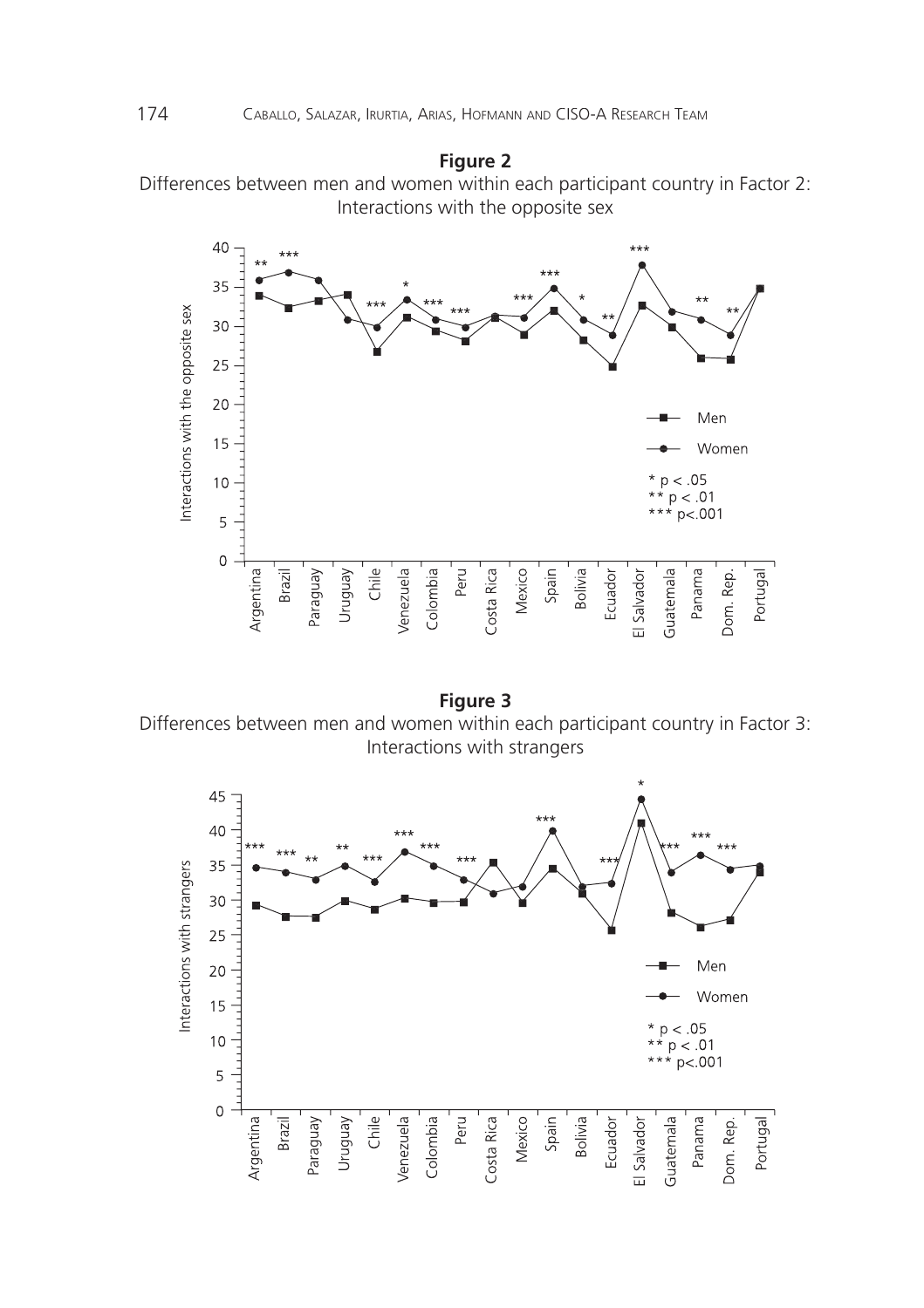**Figure 2**

Differences between men and women within each participant country in Factor 2: Interactions with the opposite sex

**Figure 3**

Differences between men and women within each participant country in Factor 3: Interactions with strangers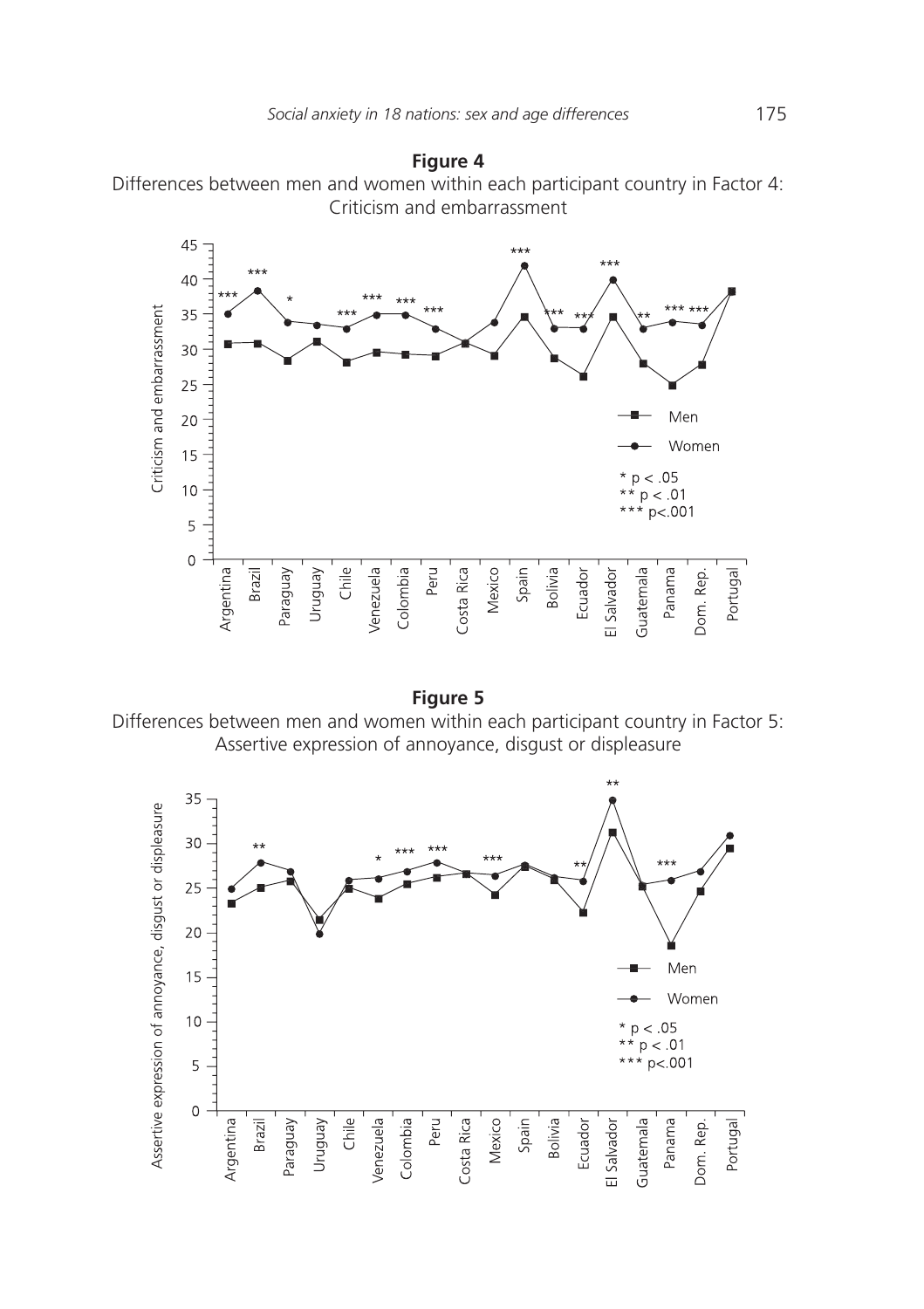**Figure 4**

Differences between men and women within each participant country in Factor 4: Criticism and embarrassment

**Figure 5**

Differences between men and women within each participant country in Factor 5: Assertive expression of annoyance, disgust or displeasure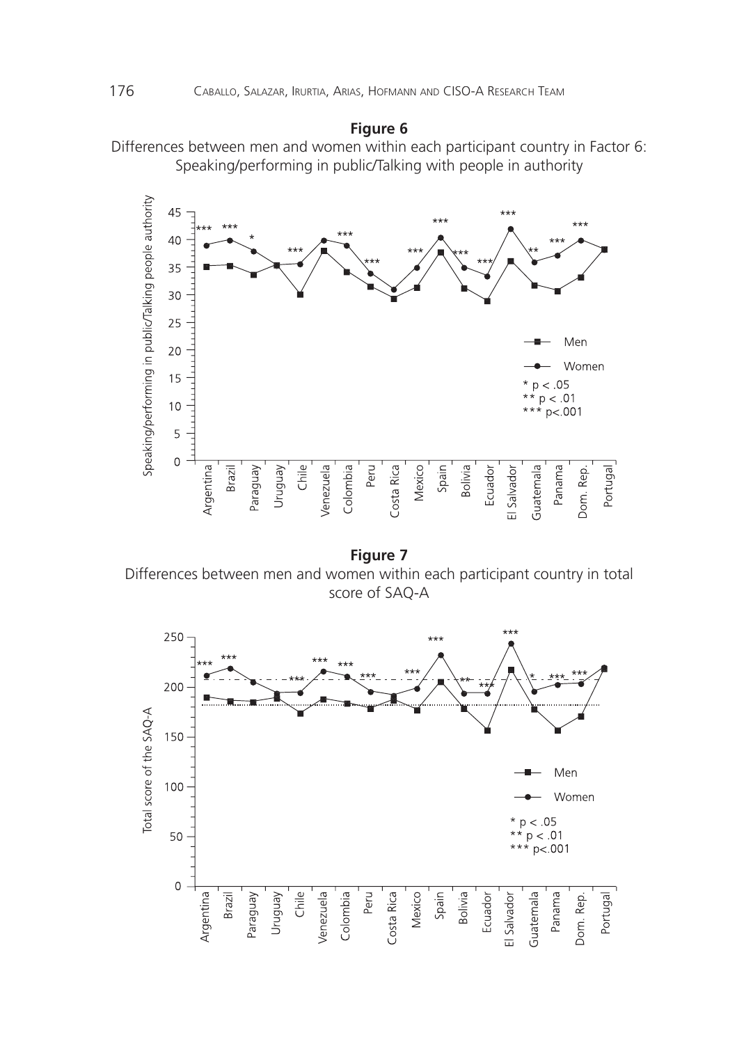**Figure 6**

Differences between men and women within each participant country in Factor 6: Speaking/performing in public/Talking with people in authority

**Figure 7**

Differences between men and women within each participant country in total score of SAQ-A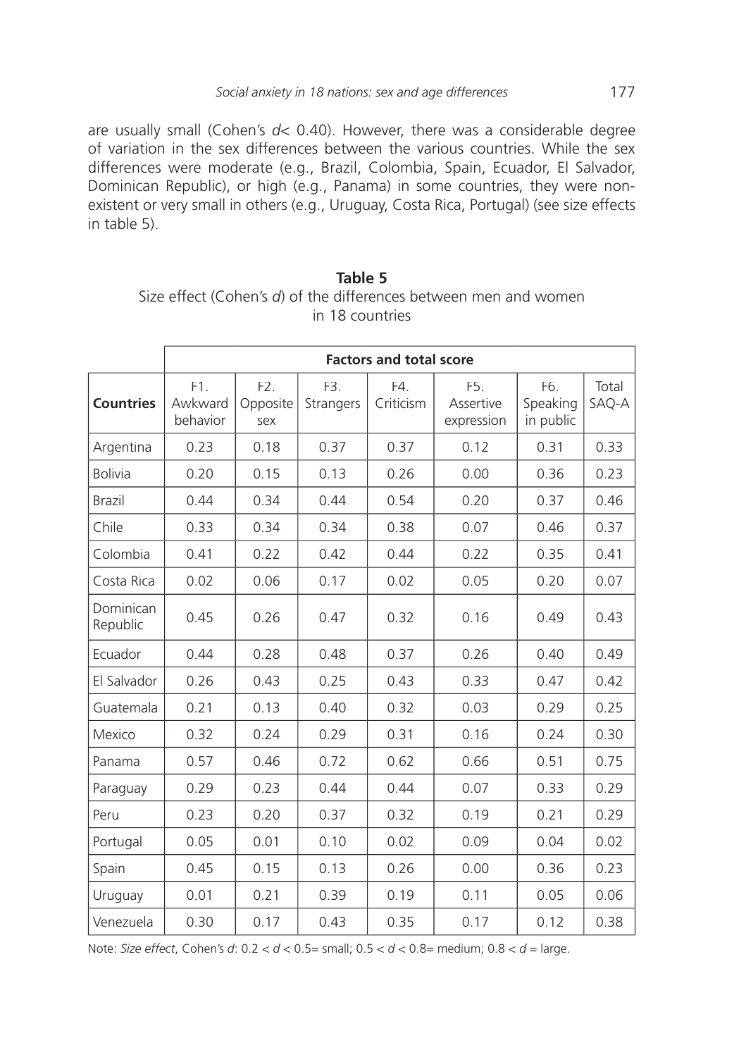are usually small (Cohen's *d*< 0.40). However, there was a considerable degree of variation in the sex differences between the various countries. While the sex differences were moderate (e.g., Brazil, Colombia, Spain, Ecuador, El Salvador, Dominican Republic), or high (e.g., Panama) in some countries, they were non-existent or very small in others (e.g., Uruguay, Costa Rica, Portugal) (see size effects in table 5).

**Table 5**
Size effect (Cohen's *d*) of the differences between men and women in 18 countries

| | **Factors and total score** | | | | | | |
|---|---|---|---|---|---|---|---|
| **Countries** | F1. Awkward behavior | F2. Opposite sex | F3. Strangers | F4. Criticism | F5. Assertive expression | F6. Speaking in public | Total SAQ-A |
| Argentina | 0.23 | 0.18 | 0.37 | 0.37 | 0.12 | 0.31 | 0.33 |
| Bolivia | 0.20 | 0.15 | 0.13 | 0.26 | 0.00 | 0.36 | 0.23 |
| Brazil | 0.44 | 0.34 | 0.44 | 0.54 | 0.20 | 0.37 | 0.46 |
| Chile | 0.33 | 0.34 | 0.34 | 0.38 | 0.07 | 0.46 | 0.37 |
| Colombia | 0.41 | 0.22 | 0.42 | 0.44 | 0.22 | 0.35 | 0.41 |
| Costa Rica | 0.02 | 0.06 | 0.17 | 0.02 | 0.05 | 0.20 | 0.07 |
| Dominican Republic | 0.45 | 0.26 | 0.47 | 0.32 | 0.16 | 0.49 | 0.43 |
| Ecuador | 0.44 | 0.28 | 0.48 | 0.37 | 0.26 | 0.40 | 0.49 |
| El Salvador | 0.26 | 0.43 | 0.25 | 0.43 | 0.33 | 0.47 | 0.42 |
| Guatemala | 0.21 | 0.13 | 0.40 | 0.32 | 0.03 | 0.29 | 0.25 |
| Mexico | 0.32 | 0.24 | 0.29 | 0.31 | 0.16 | 0.24 | 0.30 |
| Panama | 0.57 | 0.46 | 0.72 | 0.62 | 0.66 | 0.51 | 0.75 |
| Paraguay | 0.29 | 0.23 | 0.44 | 0.44 | 0.07 | 0.33 | 0.29 |
| Peru | 0.23 | 0.20 | 0.37 | 0.32 | 0.19 | 0.21 | 0.29 |
| Portugal | 0.05 | 0.01 | 0.10 | 0.02 | 0.09 | 0.04 | 0.02 |
| Spain | 0.45 | 0.15 | 0.13 | 0.26 | 0.00 | 0.36 | 0.23 |
| Uruguay | 0.01 | 0.21 | 0.39 | 0.19 | 0.11 | 0.05 | 0.06 |
| Venezuela | 0.30 | 0.17 | 0.43 | 0.35 | 0.17 | 0.12 | 0.38 |

Note: *Size effect*, Cohen's *d*: 0.2 < *d* < 0.5= small; 0.5 < *d* < 0.8= medium; 0.8 < *d* = large.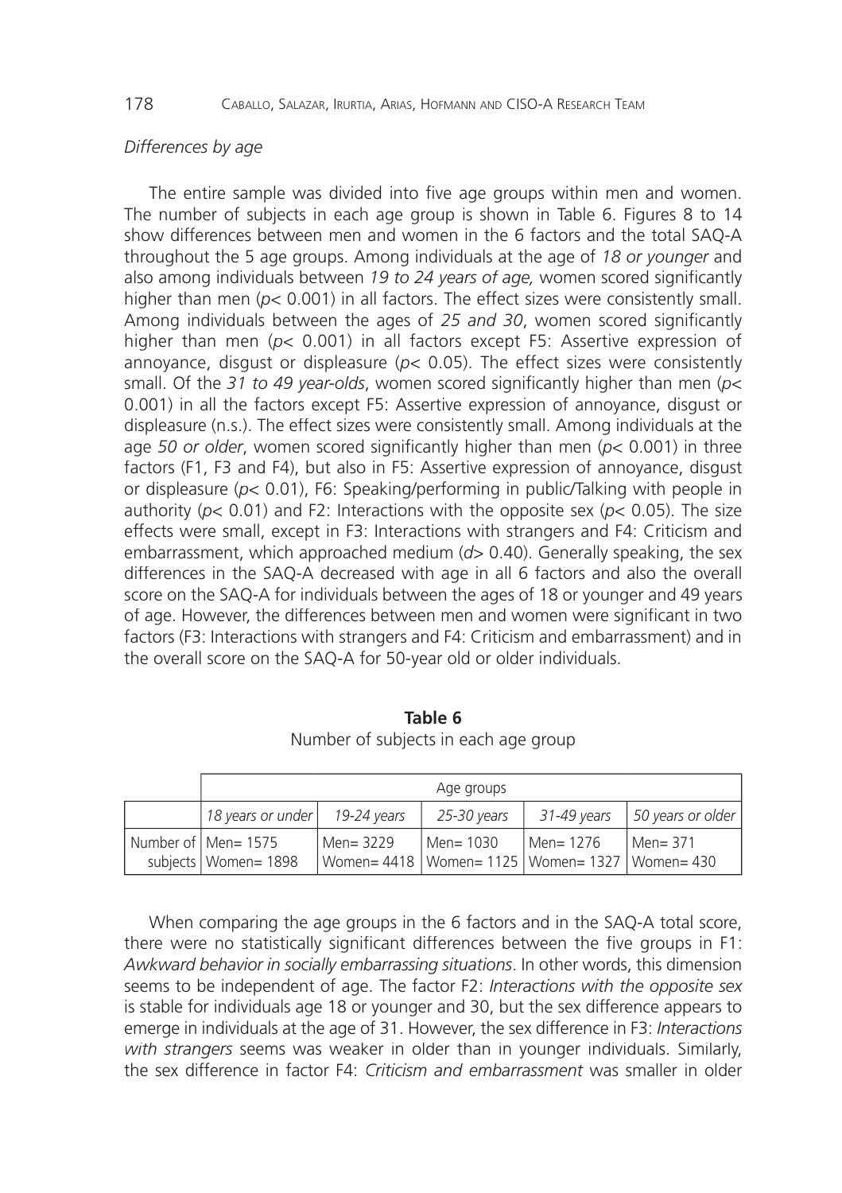*Differences by age*

The entire sample was divided into five age groups within men and women. The number of subjects in each age group is shown in Table 6. Figures 8 to 14 show differences between men and women in the 6 factors and the total SAQ-A throughout the 5 age groups. Among individuals at the age of *18 or younger* and also among individuals between *19 to 24 years of age,* women scored significantly higher than men ($p< 0.001$) in all factors. The effect sizes were consistently small. Among individuals between the ages of *25 and 30*, women scored significantly higher than men ($p< 0.001$) in all factors except F5: Assertive expression of annoyance, disgust or displeasure ($p< 0.05$). The effect sizes were consistently small. Of the *31 to 49 year-olds*, women scored significantly higher than men ($p< 0.001$) in all the factors except F5: Assertive expression of annoyance, disgust or displeasure (n.s.). The effect sizes were consistently small. Among individuals at the age *50 or older*, women scored significantly higher than men ($p< 0.001$) in three factors (F1, F3 and F4), but also in F5: Assertive expression of annoyance, disgust or displeasure ($p< 0.01$), F6: Speaking/performing in public/Talking with people in authority ($p< 0.01$) and F2: Interactions with the opposite sex ($p< 0.05$). The size effects were small, except in F3: Interactions with strangers and F4: Criticism and embarrassment, which approached medium ($d> 0.40$). Generally speaking, the sex differences in the SAQ-A decreased with age in all 6 factors and also the overall score on the SAQ-A for individuals between the ages of 18 or younger and 49 years of age. However, the differences between men and women were significant in two factors (F3: Interactions with strangers and F4: Criticism and embarrassment) and in the overall score on the SAQ-A for 50-year old or older individuals.

**Table 6**
Number of subjects in each age group

| | Age groups | | | | |
|---|---|---|---|---|---|
| | *18 years or under* | *19-24 years* | *25-30 years* | *31-49 years* | *50 years or older* |
| Number of subjects | Men= 1575<br>Women= 1898 | Men= 3229<br>Women= 4418 | Men= 1030<br>Women= 1125 | Men= 1276<br>Women= 1327 | Men= 371<br>Women= 430 |

When comparing the age groups in the 6 factors and in the SAQ-A total score, there were no statistically significant differences between the five groups in F1: *Awkward behavior in socially embarrassing situations*. In other words, this dimension seems to be independent of age. The factor F2: *Interactions with the opposite sex* is stable for individuals age 18 or younger and 30, but the sex difference appears to emerge in individuals at the age of 31. However, the sex difference in F3: *Interactions with strangers* seems was weaker in older than in younger individuals. Similarly, the sex difference in factor F4: *Criticism and embarrassment* was smaller in older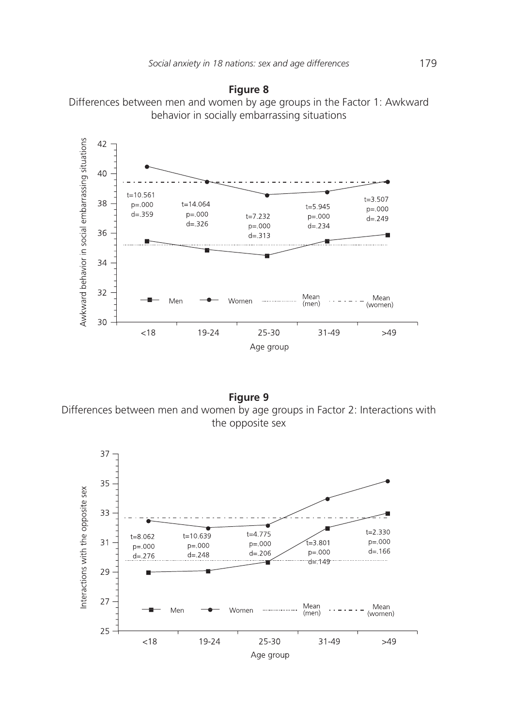**Figure 8**

Differences between men and women by age groups in the Factor 1: Awkward behavior in socially embarrassing situations

**Figure 9**

Differences between men and women by age groups in Factor 2: Interactions with the opposite sex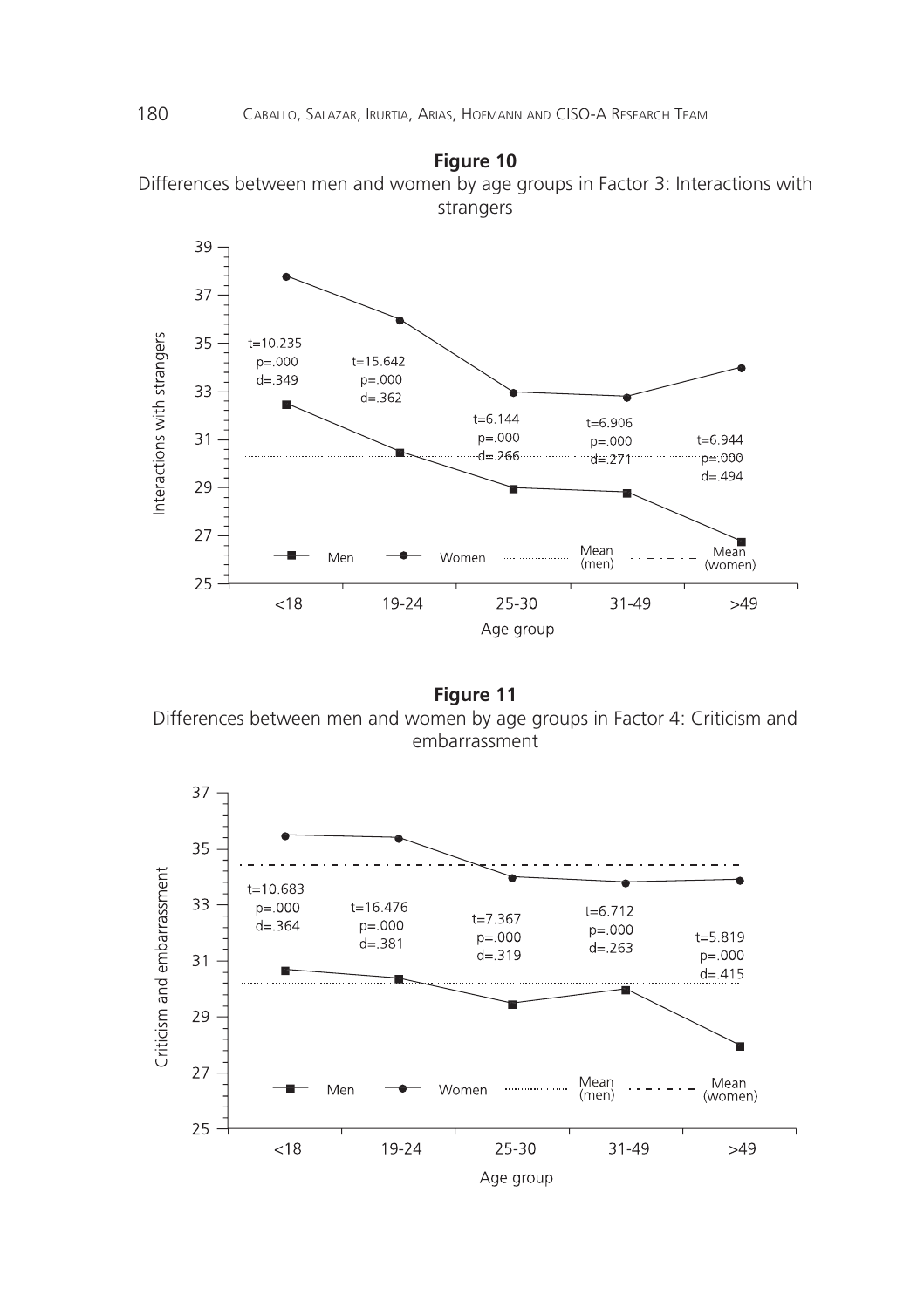**Figure 10**

Differences between men and women by age groups in Factor 3: Interactions with strangers

**Figure 11**

Differences between men and women by age groups in Factor 4: Criticism and embarrassment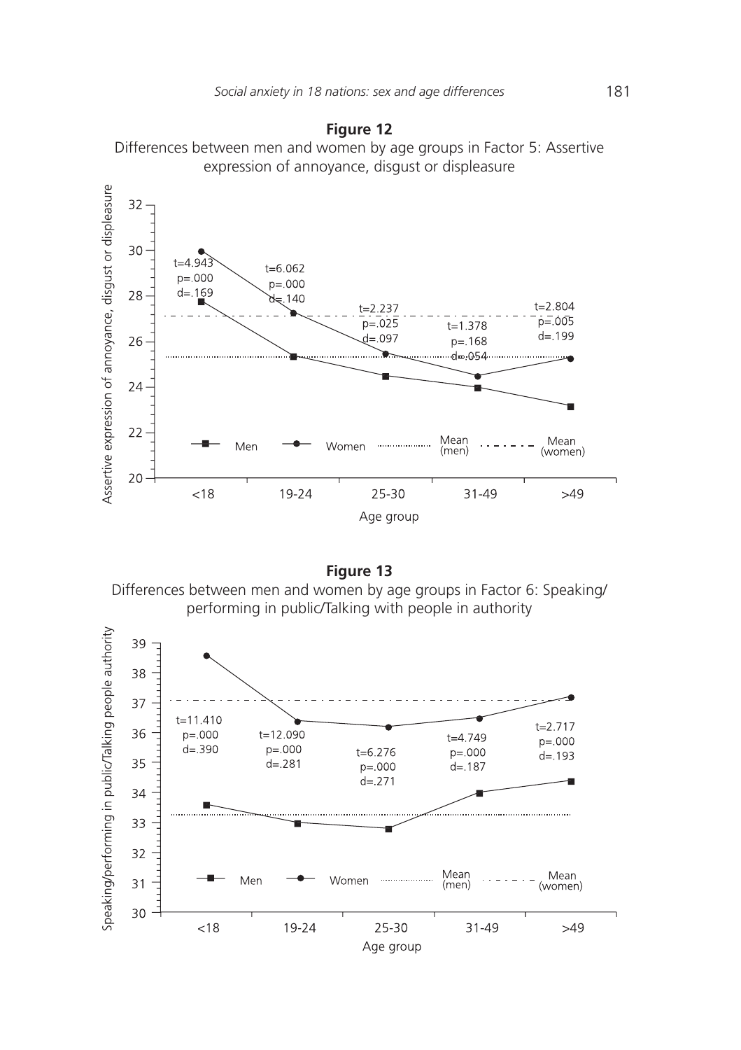**Figure 12**

Differences between men and women by age groups in Factor 5: Assertive expression of annoyance, disgust or displeasure

**Figure 13**

Differences between men and women by age groups in Factor 6: Speaking/performing in public/Talking with people in authority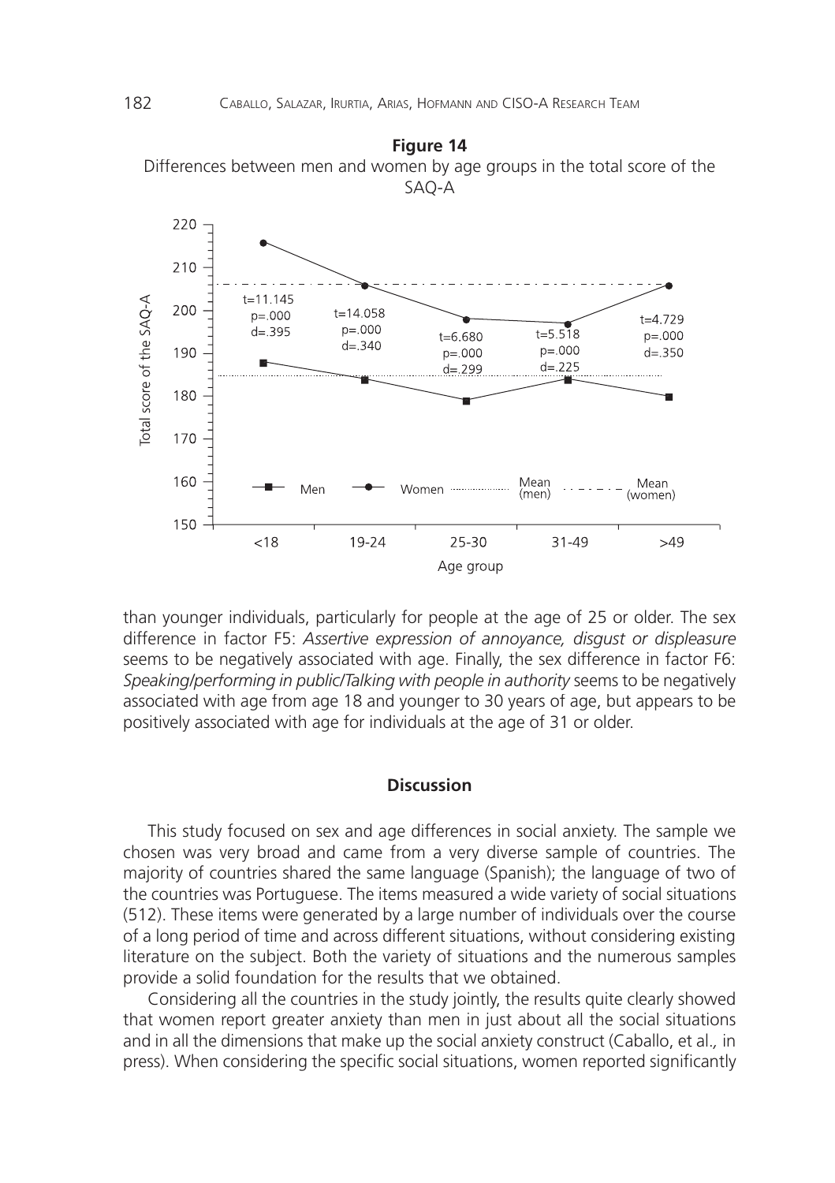**Figure 14**

Differences between men and women by age groups in the total score of the SAQ-A

than younger individuals, particularly for people at the age of 25 or older. The sex difference in factor F5: *Assertive expression of annoyance, disgust or displeasure* seems to be negatively associated with age. Finally, the sex difference in factor F6: *Speaking/performing in public/Talking with people in authority* seems to be negatively associated with age from age 18 and younger to 30 years of age, but appears to be positively associated with age for individuals at the age of 31 or older.

## Discussion

This study focused on sex and age differences in social anxiety. The sample we chosen was very broad and came from a very diverse sample of countries. The majority of countries shared the same language (Spanish); the language of two of the countries was Portuguese. The items measured a wide variety of social situations (512). These items were generated by a large number of individuals over the course of a long period of time and across different situations, without considering existing literature on the subject. Both the variety of situations and the numerous samples provide a solid foundation for the results that we obtained.

Considering all the countries in the study jointly, the results quite clearly showed that women report greater anxiety than men in just about all the social situations and in all the dimensions that make up the social anxiety construct (Caballo, et al., in press). When considering the specific social situations, women reported significantly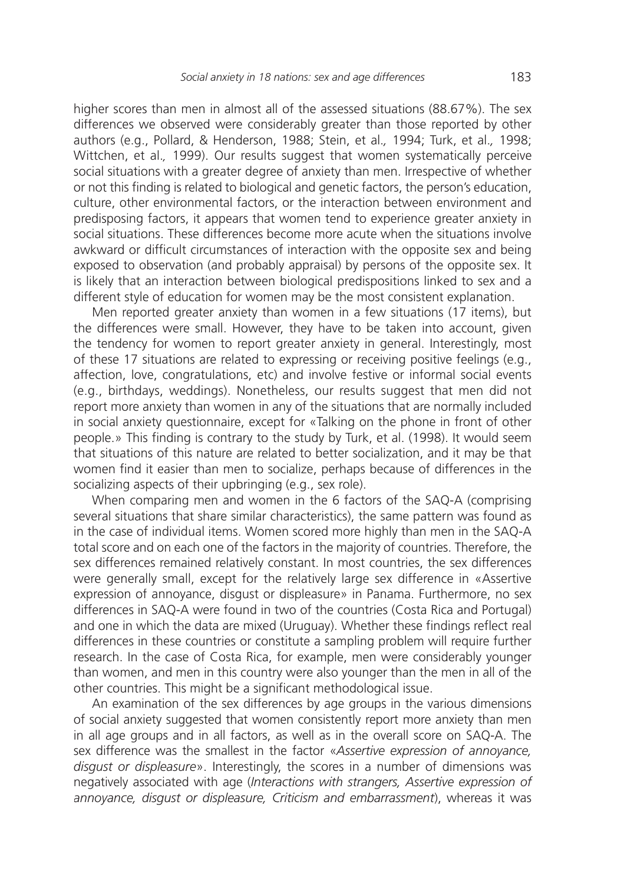higher scores than men in almost all of the assessed situations (88.67%). The sex differences we observed were considerably greater than those reported by other authors (e.g., Pollard, & Henderson, 1988; Stein, et al*.,* 1994; Turk, et al*.,* 1998; Wittchen, et al*.,* 1999). Our results suggest that women systematically perceive social situations with a greater degree of anxiety than men. Irrespective of whether or not this finding is related to biological and genetic factors, the person's education, culture, other environmental factors, or the interaction between environment and predisposing factors, it appears that women tend to experience greater anxiety in social situations. These differences become more acute when the situations involve awkward or difficult circumstances of interaction with the opposite sex and being exposed to observation (and probably appraisal) by persons of the opposite sex. It is likely that an interaction between biological predispositions linked to sex and a different style of education for women may be the most consistent explanation.

Men reported greater anxiety than women in a few situations (17 items), but the differences were small. However, they have to be taken into account, given the tendency for women to report greater anxiety in general. Interestingly, most of these 17 situations are related to expressing or receiving positive feelings (e.g., affection, love, congratulations, etc) and involve festive or informal social events (e.g., birthdays, weddings). Nonetheless, our results suggest that men did not report more anxiety than women in any of the situations that are normally included in social anxiety questionnaire, except for «Talking on the phone in front of other people.» This finding is contrary to the study by Turk, et al. (1998). It would seem that situations of this nature are related to better socialization, and it may be that women find it easier than men to socialize, perhaps because of differences in the socializing aspects of their upbringing (e.g., sex role).

When comparing men and women in the 6 factors of the SAQ-A (comprising several situations that share similar characteristics), the same pattern was found as in the case of individual items. Women scored more highly than men in the SAQ-A total score and on each one of the factors in the majority of countries. Therefore, the sex differences remained relatively constant. In most countries, the sex differences were generally small, except for the relatively large sex difference in «Assertive expression of annoyance, disgust or displeasure» in Panama. Furthermore, no sex differences in SAQ-A were found in two of the countries (Costa Rica and Portugal) and one in which the data are mixed (Uruguay). Whether these findings reflect real differences in these countries or constitute a sampling problem will require further research. In the case of Costa Rica, for example, men were considerably younger than women, and men in this country were also younger than the men in all of the other countries. This might be a significant methodological issue.

An examination of the sex differences by age groups in the various dimensions of social anxiety suggested that women consistently report more anxiety than men in all age groups and in all factors, as well as in the overall score on SAQ-A. The sex difference was the smallest in the factor «*Assertive expression of annoyance, disgust or displeasure*». Interestingly, the scores in a number of dimensions was negatively associated with age (*Interactions with strangers, Assertive expression of annoyance, disgust or displeasure, Criticism and embarrassment*), whereas it was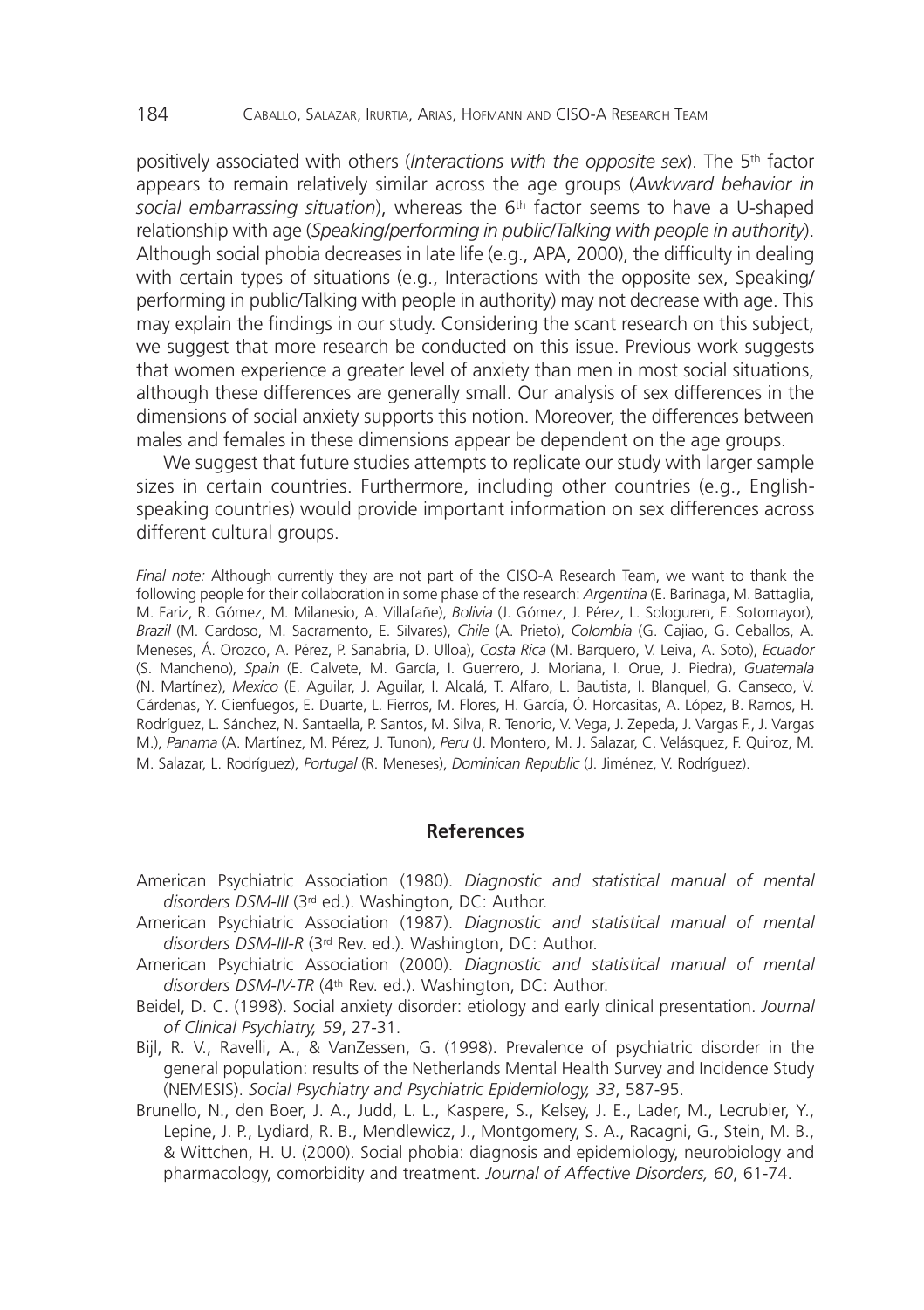positively associated with others (*Interactions with the opposite sex*). The 5th factor appears to remain relatively similar across the age groups (*Awkward behavior in social embarrassing situation*), whereas the 6th factor seems to have a U-shaped relationship with age (*Speaking/performing in public/Talking with people in authority*). Although social phobia decreases in late life (e.g., APA, 2000), the difficulty in dealing with certain types of situations (e.g., Interactions with the opposite sex, Speaking/performing in public/Talking with people in authority) may not decrease with age. This may explain the findings in our study. Considering the scant research on this subject, we suggest that more research be conducted on this issue. Previous work suggests that women experience a greater level of anxiety than men in most social situations, although these differences are generally small. Our analysis of sex differences in the dimensions of social anxiety supports this notion. Moreover, the differences between males and females in these dimensions appear be dependent on the age groups.

We suggest that future studies attempts to replicate our study with larger sample sizes in certain countries. Furthermore, including other countries (e.g., English-speaking countries) would provide important information on sex differences across different cultural groups.

*Final note:* Although currently they are not part of the CISO-A Research Team, we want to thank the following people for their collaboration in some phase of the research: *Argentina* (E. Barinaga, M. Battaglia, M. Fariz, R. Gómez, M. Milanesio, A. Villafañe), *Bolivia* (J. Gómez, J. Pérez, L. Sologuren, E. Sotomayor), *Brazil* (M. Cardoso, M. Sacramento, E. Silvares), *Chile* (A. Prieto), *Colombia* (G. Cajiao, G. Ceballos, A. Meneses, Á. Orozco, A. Pérez, P. Sanabria, D. Ulloa), *Costa Rica* (M. Barquero, V. Leiva, A. Soto), *Ecuador* (S. Mancheno), *Spain* (E. Calvete, M. García, I. Guerrero, J. Moriana, I. Orue, J. Piedra), *Guatemala* (N. Martínez), *Mexico* (E. Aguilar, J. Aguilar, I. Alcalá, T. Alfaro, L. Bautista, I. Blanquel, G. Canseco, V. Cárdenas, Y. Cienfuegos, E. Duarte, L. Fierros, M. Flores, H. García, Ó. Horcasitas, A. López, B. Ramos, H. Rodríguez, L. Sánchez, N. Santaella, P. Santos, M. Silva, R. Tenorio, V. Vega, J. Zepeda, J. Vargas F., J. Vargas M.), *Panama* (A. Martínez, M. Pérez, J. Tunon), *Peru* (J. Montero, M. J. Salazar, C. Velásquez, F. Quiroz, M. M. Salazar, L. Rodríguez), *Portugal* (R. Meneses), *Dominican Republic* (J. Jiménez, V. Rodríguez).

## References

American Psychiatric Association (1980). *Diagnostic and statistical manual of mental disorders DSM-III* (3rd ed.). Washington, DC: Author.

American Psychiatric Association (1987). *Diagnostic and statistical manual of mental disorders DSM-III-R* (3rd Rev. ed.). Washington, DC: Author.

American Psychiatric Association (2000). *Diagnostic and statistical manual of mental disorders DSM-IV-TR* (4th Rev. ed.). Washington, DC: Author.

Beidel, D. C. (1998). Social anxiety disorder: etiology and early clinical presentation. *Journal of Clinical Psychiatry, 59*, 27-31.

Bijl, R. V., Ravelli, A., & VanZessen, G. (1998). Prevalence of psychiatric disorder in the general population: results of the Netherlands Mental Health Survey and Incidence Study (NEMESIS). *Social Psychiatry and Psychiatric Epidemiology, 33*, 587-95.

Brunello, N., den Boer, J. A., Judd, L. L., Kaspere, S., Kelsey, J. E., Lader, M., Lecrubier, Y., Lepine, J. P., Lydiard, R. B., Mendlewicz, J., Montgomery, S. A., Racagni, G., Stein, M. B., & Wittchen, H. U. (2000). Social phobia: diagnosis and epidemiology, neurobiology and pharmacology, comorbidity and treatment. *Journal of Affective Disorders, 60*, 61-74.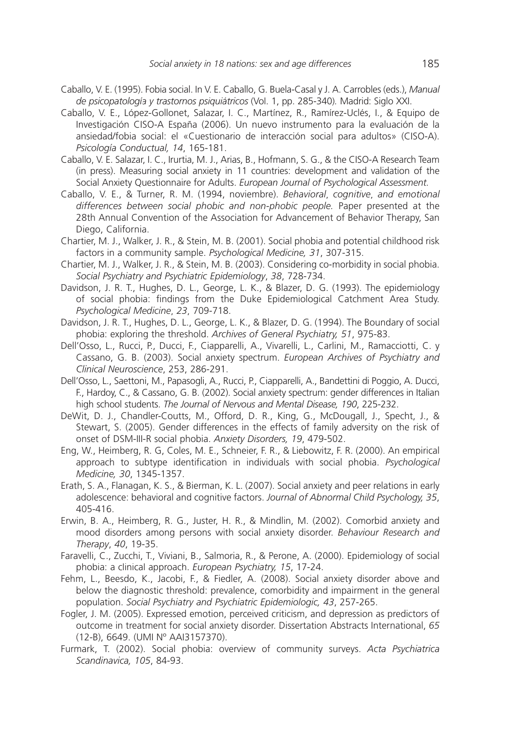Caballo, V. E. (1995). Fobia social. In V. E. Caballo, G. Buela-Casal y J. A. Carrobles (eds.), *Manual de psicopatología y trastornos psiquiátricos* (Vol. 1, pp. 285-340). Madrid: Siglo XXI.

Caballo, V. E., López-Gollonet, Salazar, I. C., Martínez, R., Ramírez-Uclés, I., & Equipo de Investigación CISO-A España (2006). Un nuevo instrumento para la evaluación de la ansiedad/fobia social: el «Cuestionario de interacción social para adultos» (CISO-A). *Psicología Conductual, 14*, 165-181.

Caballo, V. E. Salazar, I. C., Irurtia, M. J., Arias, B., Hofmann, S. G., & the CISO-A Research Team (in press). Measuring social anxiety in 11 countries: development and validation of the Social Anxiety Questionnaire for Adults. *European Journal of Psychological Assessment.*

Caballo, V. E., & Turner, R. M. (1994, noviembre). *Behavioral, cognitive, and emotional differences between social phobic and non-phobic people.* Paper presented at the 28th Annual Convention of the Association for Advancement of Behavior Therapy, San Diego, California.

Chartier, M. J., Walker, J. R., & Stein, M. B. (2001). Social phobia and potential childhood risk factors in a community sample. *Psychological Medicine, 31*, 307-315.

Chartier, M. J., Walker, J. R., & Stein, M. B. (2003). Considering co-morbidity in social phobia. *Social Psychiatry and Psychiatric Epidemiology*, *38*, 728-734.

Davidson, J. R. T., Hughes, D. L., George, L. K., & Blazer, D. G. (1993). The epidemiology of social phobia: findings from the Duke Epidemiological Catchment Area Study. *Psychological Medicine*, *23*, 709-718.

Davidson, J. R. T., Hughes, D. L., George, L. K., & Blazer, D. G. (1994). The Boundary of social phobia: exploring the threshold. *Archives of General Psychiatry, 51*, 975-83.

Dell'Osso, L., Rucci, P., Ducci, F., Ciapparelli, A., Vivarelli, L., Carlini, M., Ramacciotti, C. y Cassano, G. B. (2003). Social anxiety spectrum. *European Archives of Psychiatry and Clinical Neuroscience*, 253, 286-291.

Dell'Osso, L., Saettoni, M., Papasogli, A., Rucci, P., Ciapparelli, A., Bandettini di Poggio, A. Ducci, F., Hardoy, C., & Cassano, G. B. (2002). Social anxiety spectrum: gender differences in Italian high school students. *The Journal of Nervous and Mental Disease, 190*, 225-232.

DeWit, D. J., Chandler-Coutts, M., Offord, D. R., King, G., McDougall, J., Specht, J., & Stewart, S. (2005). Gender differences in the effects of family adversity on the risk of onset of DSM-III-R social phobia. *Anxiety Disorders, 19*, 479-502.

Eng, W., Heimberg, R. G, Coles, M. E., Schneier, F. R., & Liebowitz, F. R. (2000). An empirical approach to subtype identification in individuals with social phobia. *Psychological Medicine, 30*, 1345-1357.

Erath, S. A., Flanagan, K. S., & Bierman, K. L. (2007). Social anxiety and peer relations in early adolescence: behavioral and cognitive factors. *Journal of Abnormal Child Psychology, 35*, 405-416.

Erwin, B. A., Heimberg, R. G., Juster, H. R., & Mindlin, M. (2002). Comorbid anxiety and mood disorders among persons with social anxiety disorder. *Behaviour Research and Therapy*, *40*, 19-35.

Faravelli, C., Zucchi, T., Viviani, B., Salmoria, R., & Perone, A. (2000). Epidemiology of social phobia: a clinical approach. *European Psychiatry, 15*, 17-24.

Fehm, L., Beesdo, K., Jacobi, F., & Fiedler, A. (2008). Social anxiety disorder above and below the diagnostic threshold: prevalence, comorbidity and impairment in the general population. *Social Psychiatry and Psychiatric Epidemiologic, 43*, 257-265.

Fogler, J. M. (2005). Expressed emotion, perceived criticism, and depression as predictors of outcome in treatment for social anxiety disorder. Dissertation Abstracts International, *65* (12-B), 6649. (UMI Nº AAI3157370).

Furmark, T. (2002). Social phobia: overview of community surveys. *Acta Psychiatrica Scandinavica, 105*, 84-93.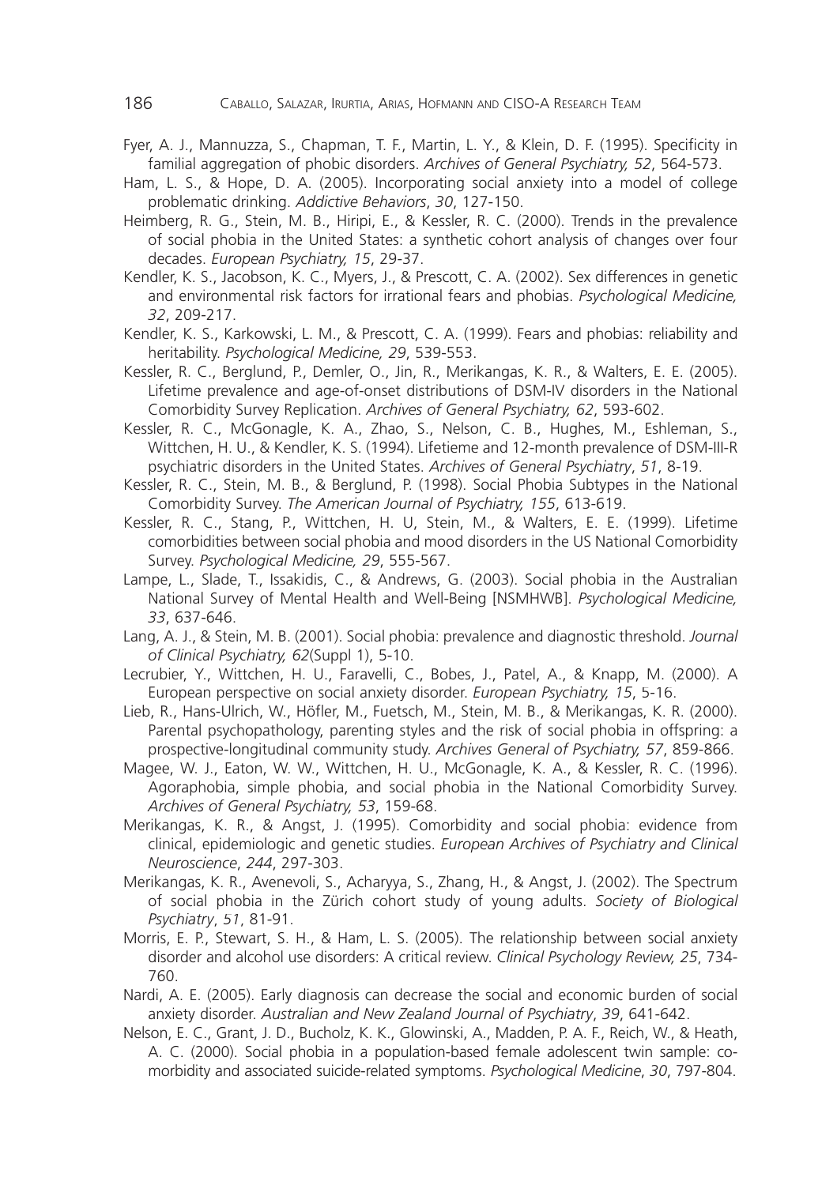Fyer, A. J., Mannuzza, S., Chapman, T. F., Martin, L. Y., & Klein, D. F. (1995). Specificity in familial aggregation of phobic disorders. *Archives of General Psychiatry, 52*, 564-573.

Ham, L. S., & Hope, D. A. (2005). Incorporating social anxiety into a model of college problematic drinking. *Addictive Behaviors*, *30*, 127-150.

Heimberg, R. G., Stein, M. B., Hiripi, E., & Kessler, R. C. (2000). Trends in the prevalence of social phobia in the United States: a synthetic cohort analysis of changes over four decades. *European Psychiatry, 15*, 29-37.

Kendler, K. S., Jacobson, K. C., Myers, J., & Prescott, C. A. (2002). Sex differences in genetic and environmental risk factors for irrational fears and phobias. *Psychological Medicine, 32*, 209-217.

Kendler, K. S., Karkowski, L. M., & Prescott, C. A. (1999). Fears and phobias: reliability and heritability. *Psychological Medicine, 29*, 539-553.

Kessler, R. C., Berglund, P., Demler, O., Jin, R., Merikangas, K. R., & Walters, E. E. (2005). Lifetime prevalence and age-of-onset distributions of DSM-IV disorders in the National Comorbidity Survey Replication. *Archives of General Psychiatry, 62*, 593-602.

Kessler, R. C., McGonagle, K. A., Zhao, S., Nelson, C. B., Hughes, M., Eshleman, S., Wittchen, H. U., & Kendler, K. S. (1994). Lifetieme and 12-month prevalence of DSM-III-R psychiatric disorders in the United States. *Archives of General Psychiatry*, *51*, 8-19.

Kessler, R. C., Stein, M. B., & Berglund, P. (1998). Social Phobia Subtypes in the National Comorbidity Survey. *The American Journal of Psychiatry, 155*, 613-619.

Kessler, R. C., Stang, P., Wittchen, H. U, Stein, M., & Walters, E. E. (1999). Lifetime comorbidities between social phobia and mood disorders in the US National Comorbidity Survey. *Psychological Medicine, 29*, 555-567.

Lampe, L., Slade, T., Issakidis, C., & Andrews, G. (2003). Social phobia in the Australian National Survey of Mental Health and Well-Being [NSMHWB]. *Psychological Medicine, 33*, 637-646.

Lang, A. J., & Stein, M. B. (2001). Social phobia: prevalence and diagnostic threshold. *Journal of Clinical Psychiatry, 62*(Suppl 1), 5-10.

Lecrubier, Y., Wittchen, H. U., Faravelli, C., Bobes, J., Patel, A., & Knapp, M. (2000). A European perspective on social anxiety disorder. *European Psychiatry, 15*, 5-16.

Lieb, R., Hans-Ulrich, W., Höfler, M., Fuetsch, M., Stein, M. B., & Merikangas, K. R. (2000). Parental psychopathology, parenting styles and the risk of social phobia in offspring: a prospective-longitudinal community study. *Archives General of Psychiatry, 57*, 859-866.

Magee, W. J., Eaton, W. W., Wittchen, H. U., McGonagle, K. A., & Kessler, R. C. (1996). Agoraphobia, simple phobia, and social phobia in the National Comorbidity Survey. *Archives of General Psychiatry, 53*, 159-68.

Merikangas, K. R., & Angst, J. (1995). Comorbidity and social phobia: evidence from clinical, epidemiologic and genetic studies. *European Archives of Psychiatry and Clinical Neuroscience*, *244*, 297-303.

Merikangas, K. R., Avenevoli, S., Acharyya, S., Zhang, H., & Angst, J. (2002). The Spectrum of social phobia in the Zürich cohort study of young adults. *Society of Biological Psychiatry*, *51*, 81-91.

Morris, E. P., Stewart, S. H., & Ham, L. S. (2005). The relationship between social anxiety disorder and alcohol use disorders: A critical review. *Clinical Psychology Review, 25*, 734-760.

Nardi, A. E. (2005). Early diagnosis can decrease the social and economic burden of social anxiety disorder. *Australian and New Zealand Journal of Psychiatry*, *39*, 641-642.

Nelson, E. C., Grant, J. D., Bucholz, K. K., Glowinski, A., Madden, P. A. F., Reich, W., & Heath, A. C. (2000). Social phobia in a population-based female adolescent twin sample: co-morbidity and associated suicide-related symptoms. *Psychological Medicine*, *30*, 797-804.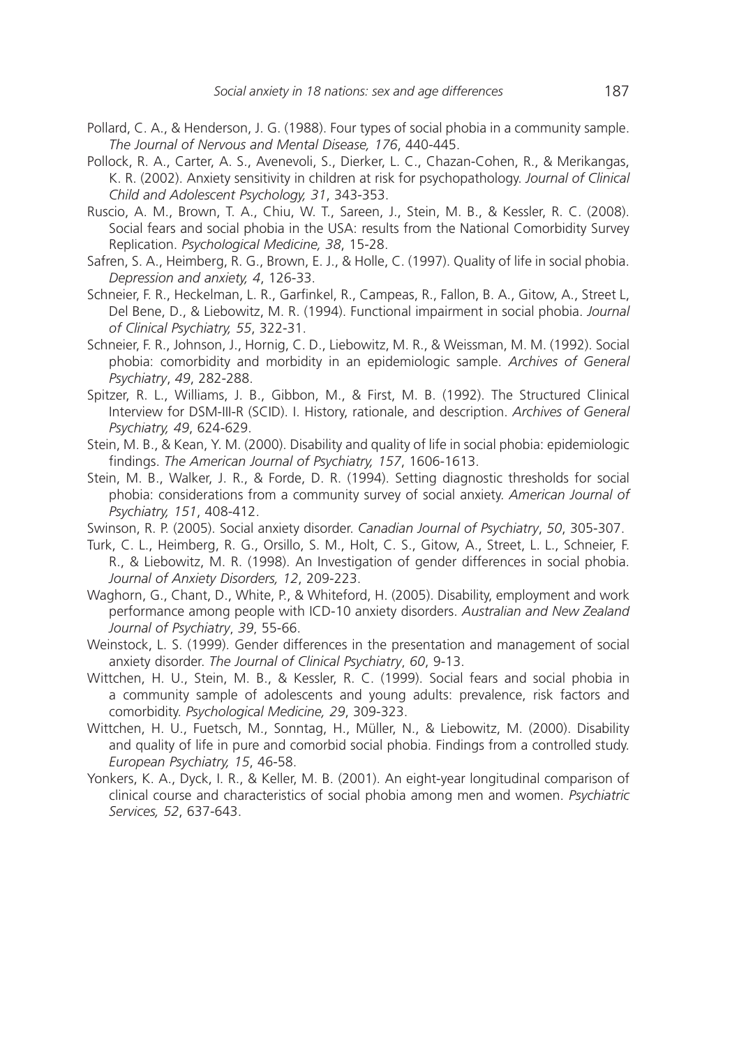Pollard, C. A., & Henderson, J. G. (1988). Four types of social phobia in a community sample. *The Journal of Nervous and Mental Disease, 176*, 440-445.

Pollock, R. A., Carter, A. S., Avenevoli, S., Dierker, L. C., Chazan-Cohen, R., & Merikangas, K. R. (2002). Anxiety sensitivity in children at risk for psychopathology. *Journal of Clinical Child and Adolescent Psychology, 31*, 343-353.

Ruscio, A. M., Brown, T. A., Chiu, W. T., Sareen, J., Stein, M. B., & Kessler, R. C. (2008). Social fears and social phobia in the USA: results from the National Comorbidity Survey Replication. *Psychological Medicine, 38*, 15-28.

Safren, S. A., Heimberg, R. G., Brown, E. J., & Holle, C. (1997). Quality of life in social phobia. *Depression and anxiety, 4*, 126-33.

Schneier, F. R., Heckelman, L. R., Garfinkel, R., Campeas, R., Fallon, B. A., Gitow, A., Street L, Del Bene, D., & Liebowitz, M. R. (1994). Functional impairment in social phobia. *Journal of Clinical Psychiatry, 55*, 322-31.

Schneier, F. R., Johnson, J., Hornig, C. D., Liebowitz, M. R., & Weissman, M. M. (1992). Social phobia: comorbidity and morbidity in an epidemiologic sample. *Archives of General Psychiatry*, *49*, 282-288.

Spitzer, R. L., Williams, J. B., Gibbon, M., & First, M. B. (1992). The Structured Clinical Interview for DSM-III-R (SCID). I. History, rationale, and description. *Archives of General Psychiatry, 49*, 624-629.

Stein, M. B., & Kean, Y. M. (2000). Disability and quality of life in social phobia: epidemiologic findings. *The American Journal of Psychiatry, 157*, 1606-1613.

Stein, M. B., Walker, J. R., & Forde, D. R. (1994). Setting diagnostic thresholds for social phobia: considerations from a community survey of social anxiety. *American Journal of Psychiatry, 151*, 408-412.

Swinson, R. P. (2005). Social anxiety disorder. *Canadian Journal of Psychiatry*, *50*, 305-307.

Turk, C. L., Heimberg, R. G., Orsillo, S. M., Holt, C. S., Gitow, A., Street, L. L., Schneier, F. R., & Liebowitz, M. R. (1998). An Investigation of gender differences in social phobia. *Journal of Anxiety Disorders, 12*, 209-223.

Waghorn, G., Chant, D., White, P., & Whiteford, H. (2005). Disability, employment and work performance among people with ICD-10 anxiety disorders. *Australian and New Zealand Journal of Psychiatry*, *39*, 55-66.

Weinstock, L. S. (1999). Gender differences in the presentation and management of social anxiety disorder. *The Journal of Clinical Psychiatry*, *60*, 9-13.

Wittchen, H. U., Stein, M. B., & Kessler, R. C. (1999). Social fears and social phobia in a community sample of adolescents and young adults: prevalence, risk factors and comorbidity. *Psychological Medicine, 29*, 309-323.

Wittchen, H. U., Fuetsch, M., Sonntag, H., Müller, N., & Liebowitz, M. (2000). Disability and quality of life in pure and comorbid social phobia. Findings from a controlled study. *European Psychiatry, 15*, 46-58.

Yonkers, K. A., Dyck, I. R., & Keller, M. B. (2001). An eight-year longitudinal comparison of clinical course and characteristics of social phobia among men and women. *Psychiatric Services, 52*, 637-643.